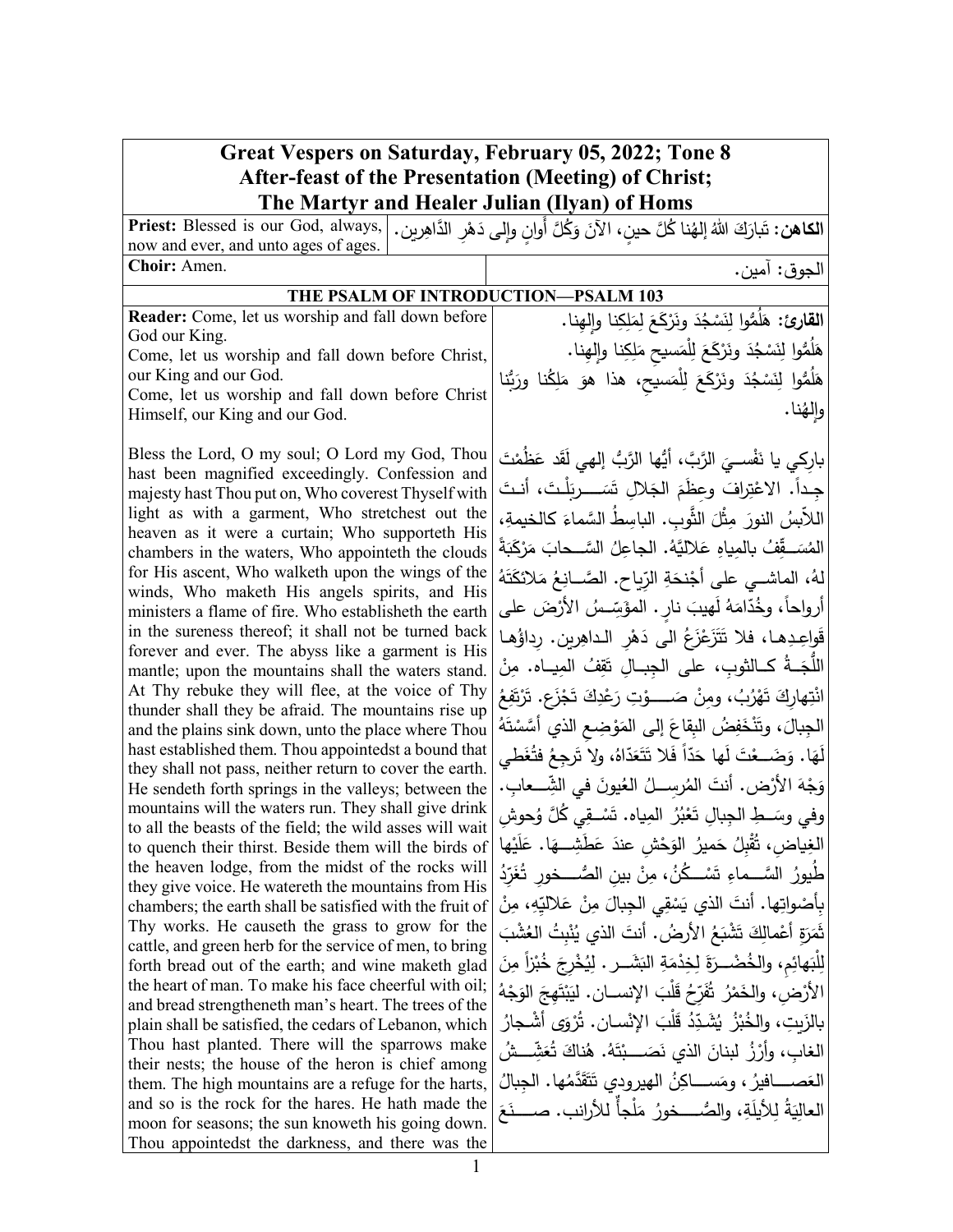# Great Vespers on Saturday, February 05, 2022; Tone 8
## After-feast of the Presentation (Meeting) of Christ;
## The Martyr and Healer Julian (Ilyan) of Homs

| | |
|---|---|
| **Priest:** Blessed is our God, always, now and ever, and unto ages of ages. | **الكاهن:** تَبارَكَ اللهُ إلهُنا كُلَّ حينٍ، الآنَ وَكُلَّ أَوانٍ وإلى دَهْرِ الدَّاهِرين. |
| **Choir:** Amen. | الجوق: آمين. |

### THE PSALM OF INTRODUCTION—PSALM 103

| | |
|---|---|
| **Reader:** Come, let us worship and fall down before God our King.<br>Come, let us worship and fall down before Christ, our King and our God.<br>Come, let us worship and fall down before Christ Himself, our King and our God. | **القارئ:** هَلُمُّوا لِنَسْجُدَ ونَرْكَعَ لِمَلِكِنا وإلهِنا.<br>هَلُمُّوا لِنَسْجُدَ ونَرْكَعَ لِلْمَسيحِ مَلِكِنا وإلهِنا.<br>هَلُمُّوا لِنَسْجُدَ ونَرْكَعَ لِلْمَسيحِ، هذا هوَ مَلِكُنا ورَبُّنا وإلهُنا. |
| Bless the Lord, O my soul; O Lord my God, Thou hast been magnified exceedingly. Confession and majesty hast Thou put on, Who coverest Thyself with light as with a garment, Who stretchest out the heaven as it were a curtain; Who supporteth His chambers in the waters, Who appointeth the clouds for His ascent, Who walketh upon the wings of the winds, Who maketh His angels spirits, and His ministers a flame of fire. Who establisheth the earth in the sureness thereof; it shall not be turned back forever and ever. The abyss like a garment is His mantle; upon the mountains shall the waters stand. At Thy rebuke they will flee, at the voice of Thy thunder shall they be afraid. The mountains rise up and the plains sink down, unto the place where Thou hast established them. Thou appointedst a bound that they shall not pass, neither return to cover the earth. He sendeth forth springs in the valleys; between the mountains will the waters run. They shall give drink to all the beasts of the field; the wild asses will wait to quench their thirst. Beside them will the birds of the heaven lodge, from the midst of the rocks will they give voice. He watereth the mountains from His chambers; the earth shall be satisfied with the fruit of Thy works. He causeth the grass to grow for the cattle, and green herb for the service of men, to bring forth bread out of the earth; and wine maketh glad the heart of man. To make his face cheerful with oil; and bread strengtheneth man's heart. The trees of the plain shall be satisfied, the cedars of Lebanon, which Thou hast planted. There will the sparrows make their nests; the house of the heron is chief among them. The high mountains are a refuge for the harts, and so is the rock for the hares. He hath made the moon for seasons; the sun knoweth his going down. Thou appointedst the darkness, and there was the | بارِكي يا نَفْسيَ الرَّبَّ، أيُّها الرَّبُّ إلهي لَقَد عَظُمْتَ جِداً. الاعْتِرافَ وعِظَمَ الجَلالِ تَسَربَلْتَ، أنتَ اللاّبِسُ النورَ مِثْلَ الثَّوبِ. الباسِطُ السَّماءَ كالخيمةِ، المُسَقِّفُ بالمِياهِ عَلالِيَّهُ. الجاعِلُ السَّحابَ مَرْكَبَةً لهُ، الماشي على أجْنحَةِ الرِّياح. الصَّانِعُ مَلائكَتَهُ أرواحاً، وخُدّامَهُ لَهيبَ نارٍ. المؤَسِّسُ الأرْضَ على قَواعِدِها، فلا تَتَزَعْزَعُ الى دَهْرِ الداهِرين. رِداؤُها اللُّجَةُ كالثوبِ، على الجِبالِ تَقِفُ المِياه. مِنْ انْتِهارِكَ تَهْرُبُ، ومِنْ صَوْتِ رَعْدِكَ تَجْزَع. تَرْتَفِعُ الجِبالَ، وتَنْخَفِضُ البِقاعَ إلى المَوْضِعِ الذي أسَّسْتَهُ لَهَا. وَضَعْتَ لَها حَدّاً فَلا تَتَعَدّاهُ، ولا تَرجِعُ فتُغَطي وَجْهَ الأرْض. أنتَ المُرسِلُ العُيونَ في الشِّعابِ. وفي وسَطِ الجِبالِ تَعْبُرُ المِياه. تَسْقي كُلَّ وُحوشِ الغِياضِ، تُقْبِلُ حَميرُ الوَحْشِ عندَ عَطَشِها. عَلَيْها طُيورُ السَّماءِ تَسْكُنُ، مِنْ بينِ الصُّخورِ تُغَرِّدُ بِأَصْواتِها. أنتَ الذي يَسْقِي الجِبالَ مِنْ عَلالِيِّهِ، مِنْ ثَمَرَةِ أعْمالِكَ تَشْبَعُ الأرضُ. أنتَ الذي يُنْبِتُ العُشْبَ لِلْبَهائِمِ، والخُضْرَةَ لِخِدْمَةِ البَشَرِ. لِيُخْرِجَ خُبْزاً مِنَ الأرْضِ، والخَمْرُ تُفَرِّحُ قَلْبَ الإنسان. لِيَبْتَهِجَ الوَجْهُ بالزَيتِ، والخُبْزُ يُشَدِّدُ قَلْبَ الإنْسان. تُرْوَى أشْجارُ الغابِ، وأرْزُ لبنانَ الذي نَصَبْتَهُ. هُناكَ تُعَشِّشُ العَصافيرُ، ومَساكِنُ الهيرودي تَتَقَدَّمُها. الجِبالُ العالِيَةُ لِلأيلَةِ، والصُّخورُ مَلْجأٌ للأرانب. صَنَعَ |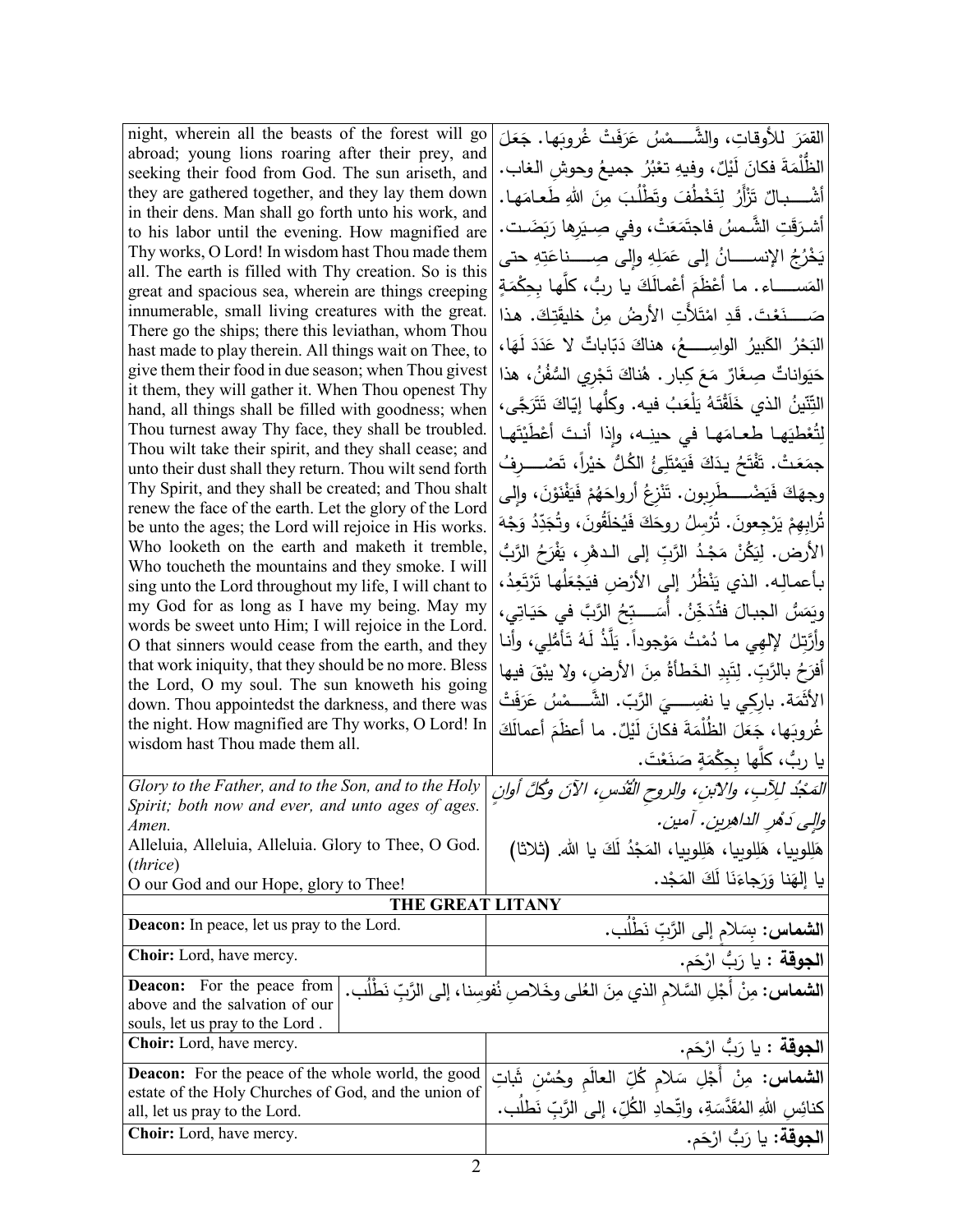| | |
|---|---|
| night, wherein all the beasts of the forest will go abroad; young lions roaring after their prey, and seeking their food from God. The sun ariseth, and they are gathered together, and they lay them down in their dens. Man shall go forth unto his work, and to his labor until the evening. How magnified are Thy works, O Lord! In wisdom hast Thou made them all. The earth is filled with Thy creation. So is this great and spacious sea, wherein are things creeping innumerable, small living creatures with the great. There go the ships; there this leviathan, whom Thou hast made to play therein. All things wait on Thee, to give them their food in due season; when Thou givest it them, they will gather it. When Thou openest Thy hand, all things shall be filled with goodness; when Thou turnest away Thy face, they shall be troubled. Thou wilt take their spirit, and they shall cease; and unto their dust shall they return. Thou wilt send forth Thy Spirit, and they shall be created; and Thou shalt renew the face of the earth. Let the glory of the Lord be unto the ages; the Lord will rejoice in His works. Who looketh on the earth and maketh it tremble, Who toucheth the mountains and they smoke. I will sing unto the Lord throughout my life, I will chant to my God for as long as I have my being. May my words be sweet unto Him; I will rejoice in the Lord. O that sinners would cease from the earth, and they that work iniquity, that they should be no more. Bless the Lord, O my soul. The sun knoweth his going down. Thou appointedst the darkness, and there was the night. How magnified are Thy works, O Lord! In wisdom hast Thou made them all. | القمَرَ للأوقاتِ، والشَّمْسُ عَرَفَتْ غُروبَها. جَعَلَ الظُّلْمَةَ فكانَ لَيْلٌ، وفيهِ تعْبُرُ جميعُ وحوشِ الغاب. أشْبالٌ تَزْأَرُ لِتَخْطُفَ وتَطْلُبَ مِنَ اللهِ طَعامَها. أشرَقَتِ الشَّمسُ فاجتَمَعَتْ، وفي صِيَرِها رَبَضَت. يَخْرُجُ الإنسانُ إلى عَمَلِهِ وإلى صِناعَتِهِ حتى المَساء. ما أعْظَمَ أعْمالَكَ يا ربُّ، كلَّها بحِكْمَةٍ صَنَعْتَ. قَدِ امْتَلأَتِ الأرضُ مِنْ خليقَتِكَ. هذا البَحْرُ الكَبيرُ الواسِعُ، هناكَ دَبّاباتٌ لا عَدَدَ لَهَا، حَيَواناتٌ صِغَارٌ مَعَ كِبار. هُناكَ تَجْري السُّفُنُ، هذا التِّنّينُ الذي خَلَقْتَهُ يَلْعَبُ فيه. وكلُّها إيّاكَ تَتَرَجَّى، لِتُعْطِيَها طعامَها في حينِه، وإذا أنتَ أعْطَيْتَها جمَعَتْ. تَفْتَحُ يدَكَ فَيَمْتَلِئُ الكُلُّ خيْراً، تَصْرِفُ وجهَكَ فَيَضْطَرِبون. تَنْزِعُ أرواحَهُمْ فَيَفْنَوْنَ، وإلى تُرابِهِمْ يَرْجِعونَ. تُرْسِلُ روحَكَ فَيُخلَقُونَ، وتُجَدِّدُ وَجْهَ الأرض. لِيَكُنْ مَجْدُ الرَّبِّ إلى الدهْرِ، يَفْرَحُ الرَّبُّ بأعمالِه. الذي يَنْظُرُ إلى الأرْضِ فيَجْعَلُها تَرْتَعِدُ، ويَمَسُّ الجبالَ فتُدَخِّنُ. أُسَبِّحُ الرَّبَّ في حَيَاتِي، وأرَتِّلُ لإلهِي ما دُمْتُ مَوْجوداً. يَلَذُّ لَهُ تَأَمُّلِي، وأنا أفرَحُ بالرَّبِّ. لِتَبِدِ الخَطأةُ مِنَ الأرضِ، ولا يبْقَ فيها الأثَمَة. باركِي يا نفسِيَ الرَّبّ. الشَّمْسُ عَرَفَتْ غُروبَها، جَعَلَ الظُّلْمَةَ فكانَ لَيْلٌ. ما أعظَمَ أعمالَكَ يا ربُّ، كلَّها بحِكْمَةٍ صَنَعْتَ. |
| *Glory to the Father, and to the Son, and to the Holy Spirit; both now and ever, and unto ages of ages. Amen.* Alleluia, Alleluia, Alleluia. Glory to Thee, O God. (*thrice*) O our God and our Hope, glory to Thee! | *المَجْدُ لِلآبِ، والابنِ، والروحِ القُدُسِ، الآنَ وكُلَّ أوانٍ وإلى دَهْرِ الداهرين. آمين.* هَلِلويا، هَلِلويا، هَلِلويا، المَجْدُ لَكَ يا الله. (ثلاثا) يا إلهَنا وَرَجاءَنَا لَكَ المَجْد. |

**THE GREAT LITANY**

| | |
|---|---|
| **Deacon:** In peace, let us pray to the Lord. | **الشماس:** بِسَلامٍ إلى الرَّبِّ نَطْلُب. |
| **Choir:** Lord, have mercy. | **الجوقة** : يا رَبُّ ارْحَم. |
| **Deacon:** For the peace from above and the salvation of our souls, let us pray to the Lord . | **الشماس:** مِنْ أَجْلِ السَّلامِ الذي مِنَ العُلى وخَلاصِ نُفوسِنا، إلى الرَّبِّ نَطْلُب. |
| **Choir:** Lord, have mercy. | **الجوقة** : يا رَبُّ ارْحَم. |
| **Deacon:** For the peace of the whole world, the good estate of the Holy Churches of God, and the union of all, let us pray to the Lord. | **الشماس:** مِنْ أَجْلِ سَلامِ كُلِّ العالَمِ وحُسْنِ ثَباتِ كنائِسِ اللهِ المُقَدَّسَةِ، واتِّحادِ الكُلِّ، إلى الرَّبِّ نَطْلُب. |
| **Choir:** Lord, have mercy. | **الجوقة:** يا رَبُّ ارْحَم. |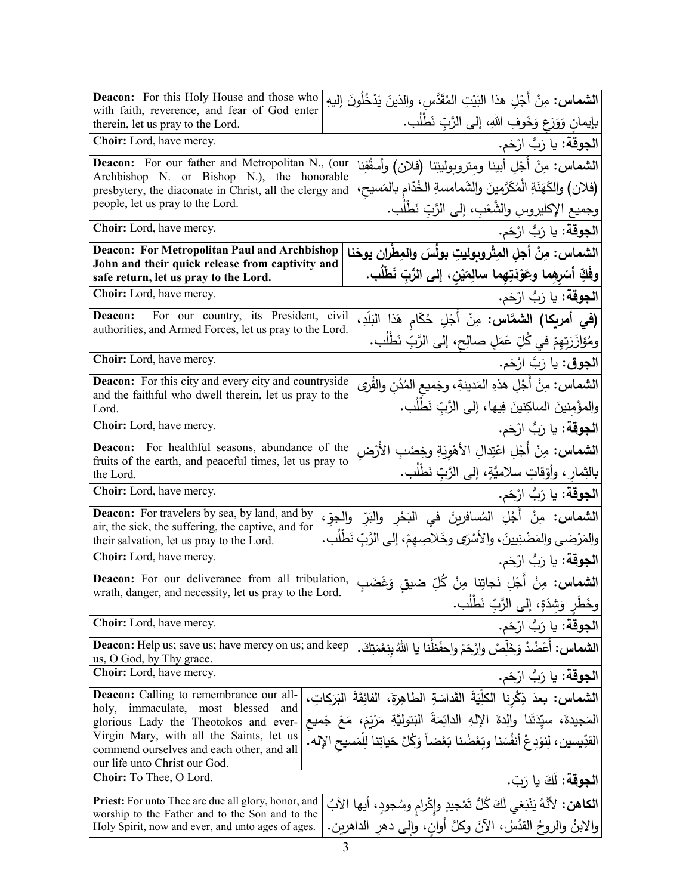| English | Arabic |
|---|---|
| **Deacon:** For this Holy House and those who with faith, reverence, and fear of God enter therein, let us pray to the Lord. | **الشماس:** مِنْ أَجْلِ هذا البَيْتِ المُقَدَّسِ، والذينَ يَدْخُلُونَ إليهِ بإيمانٍ وَوَرَعٍ وَخَوفِ اللهِ، إلى الرَّبِّ نَطْلُب. |
| **Choir:** Lord, have mercy. | **الجوقة:** يا رَبُّ ارْحَم. |
| **Deacon:** For our father and Metropolitan N., (our Archbishop N. or Bishop N.), the honorable presbytery, the diaconate in Christ, all the clergy and people, let us pray to the Lord. | **الشماس:** مِنْ أَجْلِ أبينا ومِتروبوليتِنا (فلان) وأَسقُفِنا (فلان) والكَهَنَةِ الْمُكَرَّمينَ والشَمامسةِ الخُدّامِ بالمَسيحِ، وجميعِ الإكليروسِ والشَّعْبِ، إلى الرَّبِّ نَطْلُب. |
| **Choir:** Lord, have mercy. | **الجوقة:** يا رَبُّ ارْحَم. |
| **Deacon: For Metropolitan Paul and Archbishop John and their quick release from captivity and safe return, let us pray to the Lord.** | **الشماس: مِنْ أجلِ المِتْروبوليتِ بولُسَ والمِطْرانِ يوحَنا وفَكِّ أسْرِهِما وعَوْدَتِهِما سالِمَيْنِ، إلى الرَّبِّ نَطْلُب.** |
| **Choir:** Lord, have mercy. | **الجوقة:** يا رَبُّ ارْحَم. |
| **Deacon:** For our country, its President, civil authorities, and Armed Forces, let us pray to the Lord. | **(في أمريكا) الشمَّاس:** مِنْ أَجْلِ حُكّامِ هَذا البَلَدِ، ومُؤازَرَتِهِمْ في كُلِّ عَمَلٍ صالِحٍ، إلى الرَّبِّ نَطْلُب. |
| **Choir:** Lord, have mercy. | **الجوق:** يا رَبُّ ارْحَم. |
| **Deacon:** For this city and every city and countryside and the faithful who dwell therein, let us pray to the Lord. | **الشماس:** مِنْ أَجْلِ هذهِ المَدينةِ، وجَميعِ المُدُنِ والقُرى والمؤْمِنينَ الساكِنينَ فِيها، إلى الرَّبِّ نَطْلُب. |
| **Choir:** Lord, have mercy. | **الجوقة:** يا رَبُّ ارْحَم. |
| **Deacon:** For healthful seasons, abundance of the fruits of the earth, and peaceful times, let us pray to the Lord. | **الشماس:** مِنْ أَجْلِ اعْتِدالِ الأَهْوِيَةِ وخِصْبِ الأَرْضِ بالثِمارِ، وأَوْقاتٍ سلاميَّةٍ، إلى الرَّبِّ نَطْلُب. |
| **Choir:** Lord, have mercy. | **الجوقة:** يا رَبُّ ارْحَم. |
| **Deacon:** For travelers by sea, by land, and by air, the sick, the suffering, the captive, and for their salvation, let us pray to the Lord. | **الشماس:** مِنْ أَجْلِ المُسافرينَ في البَحْرِ والبَرِّ والجوِّ، والمَرْضى والمَضْنِيينَ، والأَسْرَى وخَلاصِهِمْ، إلى الرَّبِّ نَطْلُب. |
| **Choir:** Lord, have mercy. | **الجوقة:** يا رَبُّ ارْحَم. |
| **Deacon:** For our deliverance from all tribulation, wrath, danger, and necessity, let us pray to the Lord. | **الشماس:** مِنْ أَجْلِ نَجاتِنا مِنْ كُلِّ ضيقٍ وَغَضَبٍ وخَطَرٍ وَشِدَةٍ، إلى الرَّبِّ نَطْلُب. |
| **Choir:** Lord, have mercy. | **الجوقة:** يا رَبُّ ارْحَم. |
| **Deacon:** Help us; save us; have mercy on us; and keep us, O God, by Thy grace. | **الشماس:** أَعْضُدْ وَخَلِّصْ وارْحَمْ واحفَظْنا يا اللهُ بِنِعْمَتِكَ. |
| **Choir:** Lord, have mercy. | **الجوقة:** يا رَبُّ ارْحَم. |
| **Deacon:** Calling to remembrance our all-holy, immaculate, most blessed and glorious Lady the Theotokos and ever-Virgin Mary, with all the Saints, let us commend ourselves and each other, and all our life unto Christ our God. | **الشماس:** بعدَ ذِكْرِنا الكلّيَةَ القَداسَةِ الطاهِرَةَ، الفائِقَةَ البَرَكاتِ، المَجيدةَ، سيِّدَتَنا والِدةَ الإلهِ الدائِمَةَ البَتوليَّةِ مَرْيَمَ، مَعَ جَميعِ القدِّيسين، لِنوْدِعْ أنفُسَنا وبَعْضُنا بَعْضاً وَكُلَّ حَياتِنا لِلْمَسيحِ الإله. |
| **Choir:** To Thee, O Lord. | **الجوقة:** لَكَ يا رَبّ. |
| **Priest:** For unto Thee are due all glory, honor, and worship to the Father and to the Son and to the Holy Spirit, now and ever, and unto ages of ages. | **الكاهن:** لأَنَّهُ يَنْبَغي لَكَ كُلُّ تَمْجيدٍ وإِكْرامٍ وسُجودٍ، أيها الآبُ والابنُ والروحُ القدُسُ، الآنَ وكلَّ أوانٍ، وإلى دهرِ الداهرين. |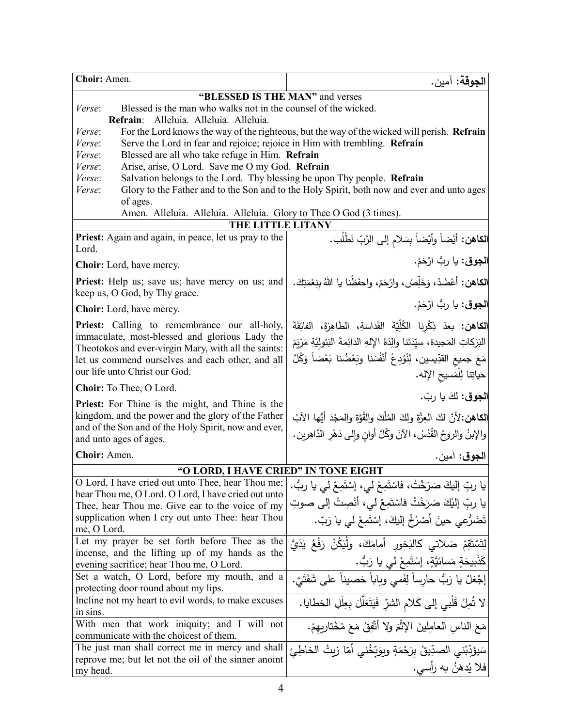| **Choir:** Amen. | **الجوقة:** آمين. |
|---|---|

**"BLESSED IS THE MAN"** and verses

*Verse*: Blessed is the man who walks not in the counsel of the wicked.
**Refrain**: Alleluia. Alleluia. Alleluia.
*Verse*: For the Lord knows the way of the righteous, but the way of the wicked will perish. **Refrain**
*Verse*: Serve the Lord in fear and rejoice; rejoice in Him with trembling. **Refrain**
*Verse*: Blessed are all who take refuge in Him. **Refrain**
*Verse*: Arise, arise, O Lord. Save me O my God. **Refrain**
*Verse*: Salvation belongs to the Lord. Thy blessing be upon Thy people. **Refrain**
*Verse*: Glory to the Father and to the Son and to the Holy Spirit, both now and ever and unto ages of ages.
Amen. Alleluia. Alleluia. Alleluia. Glory to Thee O God (3 times).

**THE LITTLE LITANY**

| | |
|---|---|
| **Priest:** Again and again, in peace, let us pray to the Lord. | **الكاهن:** أيْضاً وأيْضاً بِسَلامٍ إلى الرَّبِّ نَطْلُب. |
| **Choir:** Lord, have mercy. | **الجوق:** يا ربُّ ارْحَمْ. |
| **Priest:** Help us; save us; have mercy on us; and keep us, O God, by Thy grace. | **الكاهن:** أعْضُدْ، وَخَلِّصْ، وارْحَمْ، واحفَظْنا يا اللهُ بِنِعْمَتِكَ. |
| **Choir:** Lord, have mercy. | **الجوق:** يا ربُّ ارْحَمْ. |
| **Priest:** Calling to remembrance our all-holy, immaculate, most-blessed and glorious Lady the Theotokos and ever-virgin Mary, with all the saints: let us commend ourselves and each other, and all our life unto Christ our God. | **الكاهن:** بعدَ ذِكْرِنا الكُلِّيَّةَ القَداسَةِ، الطاهِرَةَ، الفائِقَةَ البَرَكاتِ المَجيدة، سيِّدَتَنا والِدَةَ الإلهِ الدائِمَةَ البَتولِيَّةِ مَرْيَمَ مَعَ جميعِ القدِّيسين، لِنُوْدِعْ أنْفُسَنا وبَعْضُنا بَعْضاً وَكُلَّ حَياتِنا لِلْمَسيحِ الإله. |
| **Choir:** To Thee, O Lord. | **الجوق:** لكَ يا ربّ. |
| **Priest:** For Thine is the might, and Thine is the kingdom, and the power and the glory of the Father and of the Son and of the Holy Spirit, now and ever, and unto ages of ages. | **الكاهن:** لأنَّ لكَ العِزَّةَ ولكَ المُلْكَ والقُوَّةَ والمَجْدَ أيُّها الآبُ والإبنُ والروحُ القُدُسُ، الآنَ وكُلَّ أوانٍ وإلى دَهْرِ الدَّاهِرين. |
| **Choir:** Amen. | **الجوق:** آمين. |

**"O LORD, I HAVE CRIED" IN TONE EIGHT**

| | |
|---|---|
| O Lord, I have cried out unto Thee, hear Thou me; hear Thou me, O Lord. O Lord, I have cried out unto Thee, hear Thou me. Give ear to the voice of my supplication when I cry out unto Thee: hear Thou me, O Lord. | يا ربِّ إليكَ صَرَخْتُ، فاسْتَمِعْ لي، إسْتَمِعْ لي يا ربُّ. يا ربِّ إليْكَ صَرَخْتُ فاسْتَمِعْ لي، أنْصِتْ إلى صوتِ تَضَرُّعي حينَ أصْرُخُ إليكَ، إسْتَمِعْ لي يا رَبّ. |
| Let my prayer be set forth before Thee as the incense, and the lifting up of my hands as the evening sacrifice; hear Thou me, O Lord. | لِتَسْتَقِمْ صَلاتي كالبَخورِ أمامَكَ، ولْيَكُنْ رَفْعُ يَدَيَّ كَذَبيحَةٍ مَسائيَّةٍ، إسْتَمِعْ لي يا رَبُّ. |
| Set a watch, O Lord, before my mouth, and a protecting door round about my lips. | إجْعَلْ يا رَبُّ حارِساً لِفَمي وباباً حَصيناً على شَفَتَيَّ. |
| Incline not my heart to evil words, to make excuses in sins. | لا تُمِلْ قَلْبي إلى كَلامِ الشرِّ فَيَتَعَلَّلَ بِعِلَلِ الخطايا. |
| With men that work iniquity; and I will not communicate with the choicest of them. | مَعَ الناسِ العامِلينَ الإثْمَ ولا أتَّفِقُ مَعَ مُخْتاريهِمْ. |
| The just man shall correct me in mercy and shall reprove me; but let not the oil of the sinner anoint my head. | سَيُؤَدِّبُني الصدِّيقُ بِرَحْمَةٍ ويوَبِّخُني أمّا زيتُ الخاطِئِ فلا يُدهَنُ به رأسي. |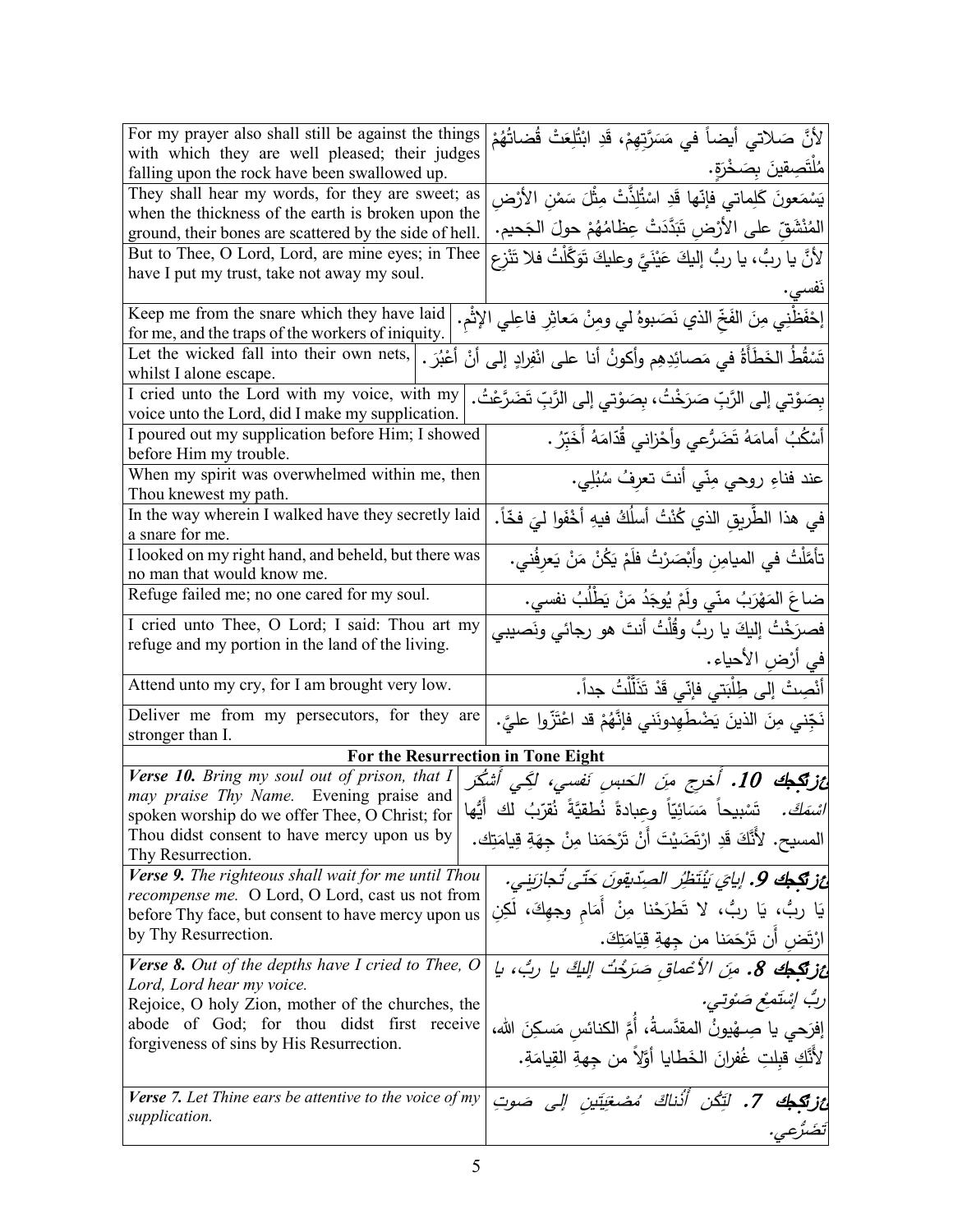| | |
|---|---|
| For my prayer also shall still be against the things with which they are well pleased; their judges falling upon the rock have been swallowed up. | لأنَّ صَلاتي أيضاً في مَسَرَّتِهِمْ، قَدِ ابْتُلِعَتْ قُضاتُهُمْ مُلْتَصِقينَ بِصَخْرَةٍ. |
| They shall hear my words, for they are sweet; as when the thickness of the earth is broken upon the ground, their bones are scattered by the side of hell. | يَسْمَعونَ كَلِماتي فإنّها قَدِ اسْتُلِذَّتْ مِثْلَ سَمْنِ الأرْضِ المُنْشَقِّ على الأرْضِ تَبَدَّدَتْ عِظامُهُمْ حولَ الجَحيم. |
| But to Thee, O Lord, Lord, are mine eyes; in Thee have I put my trust, take not away my soul. | لأنَّ يا ربُّ، يا ربُّ إليكَ عَيْنَيَّ وعليكَ تَوَكَّلْتُ فلا تَنْزِعْ نَفسي. |
| Keep me from the snare which they have laid for me, and the traps of the workers of iniquity. | إحْفَظْني مِنَ الفَخِّ الذي نَصَبوهُ لي ومِنْ مَعاثِرِ فاعِلِي الإثْمِ. |
| Let the wicked fall into their own nets, whilst I alone escape. | تَسْقُطُ الخَطَأَةُ في مَصائِدِهِم وأكونُ أنا على انْفِرادٍ إلى أنْ أعْبُرَ. |
| I cried unto the Lord with my voice, with my voice unto the Lord, did I make my supplication. | بِصَوْتي إلى الرَّبِّ صَرَخْتُ، بِصَوْتي إلى الرَّبِّ تَضَرَّعْتُ. |
| I poured out my supplication before Him; I showed before Him my trouble. | أسْكُبُ أمامَهُ تَضَرُّعي وأحْزاني قُدّامَهُ أخَبِّرُ. |
| When my spirit was overwhelmed within me, then Thou knewest my path. | عند فناءِ روحي مِنّي أنتَ تعرِفُ سُبُلِي. |
| In the way wherein I walked have they secretly laid a snare for me. | في هذا الطَّريقِ الذي كُنْتُ أسلُكُ فيهِ أخْفَوا ليَ فخّاً. |
| I looked on my right hand, and beheld, but there was no man that would know me. | تأمَّلْتُ في الميامِنِ وأبْصَرْتُ فلَمْ يَكُنْ مَنْ يَعرِفُني. |
| Refuge failed me; no one cared for my soul. | ضاعَ المَهْرَبُ منّي ولَمْ يُوجَدُ مَنْ يَطْلُبُ نفسي. |
| I cried unto Thee, O Lord; I said: Thou art my refuge and my portion in the land of the living. | فصرَخْتُ إليكَ يا ربُّ وقُلْتُ أنتَ هو رجائي ونَصيبي في أرْضِ الأحياء. |
| Attend unto my cry, for I am brought very low. | أنْصِتْ إلى طِلْبَتي فإنّي قَدْ تَذَلَّلْتُ جداً. |
| Deliver me from my persecutors, for they are stronger than I. | نَجِّني مِنَ الذينَ يَضْطَهِدونَني فإنَّهُمْ قد اعْتَزّوا عليَّ. |
| **For the Resurrection in Tone Eight** | |
| ***Verse 10.*** *Bring my soul out of prison, that I may praise Thy Name.* Evening praise and spoken worship do we offer Thee, O Christ; for Thou didst consent to have mercy upon us by Thy Resurrection. | ***عزتكجك 10.*** *أخرج مِنَ الحَبسِ نَفسي، لِكَي أَشكُرَ اسْمَكَ.* تَسْبيحاً مَسَائِيّاً وعِبادةً نُطقيَّةً نُقرّبُ لك أيُّها المسيح. لأنَّكَ قَدِ ارْتَضَيْتَ أنْ تَرْحَمنا مِنْ جِهَةِ قِيامَتِك. |
| ***Verse 9.*** *The righteous shall wait for me until Thou recompense me.* O Lord, O Lord, cast us not from before Thy face, but consent to have mercy upon us by Thy Resurrection. | ***عزتكجك 9.*** *إيايَ يَنْتَظِرُ الصِدّيقونَ حَتّى تُجازيَني.* يَا ربُّ، يَا ربُّ، لا تَطرَحْنا مِنْ أَمَامِ وجهِكَ، لَكِنِ ارْتَضِ أَن تَرْحَمَنا من جِهةِ قِيامَتِكَ. |
| ***Verse 8.*** *Out of the depths have I cried to Thee, O Lord, Lord hear my voice.* Rejoice, O holy Zion, mother of the churches, the abode of God; for thou didst first receive forgiveness of sins by His Resurrection. | ***عزتكجك 8.*** *مِنَ الأعماقِ صَرَخْتُ إليكَ يا ربُّ، يا ربُّ إسْتَمِعْ صَوْتي.* إفرَحي يا صِهْيَونُ المقدَّسةُ، أُمَّ الكنائسِ مَسكِنَ الله، لأنَّكِ قبلتِ غُفرانَ الخَطايا أوّلاً من جِهةِ القِيامَةِ. |
| ***Verse 7.*** *Let Thine ears be attentive to the voice of my supplication.* | ***عزتكجك 7.*** *لِتَكُن أُذُناكَ مُصْغِيَتَينِ إلى صَوتِ تَضَرُّعي.* |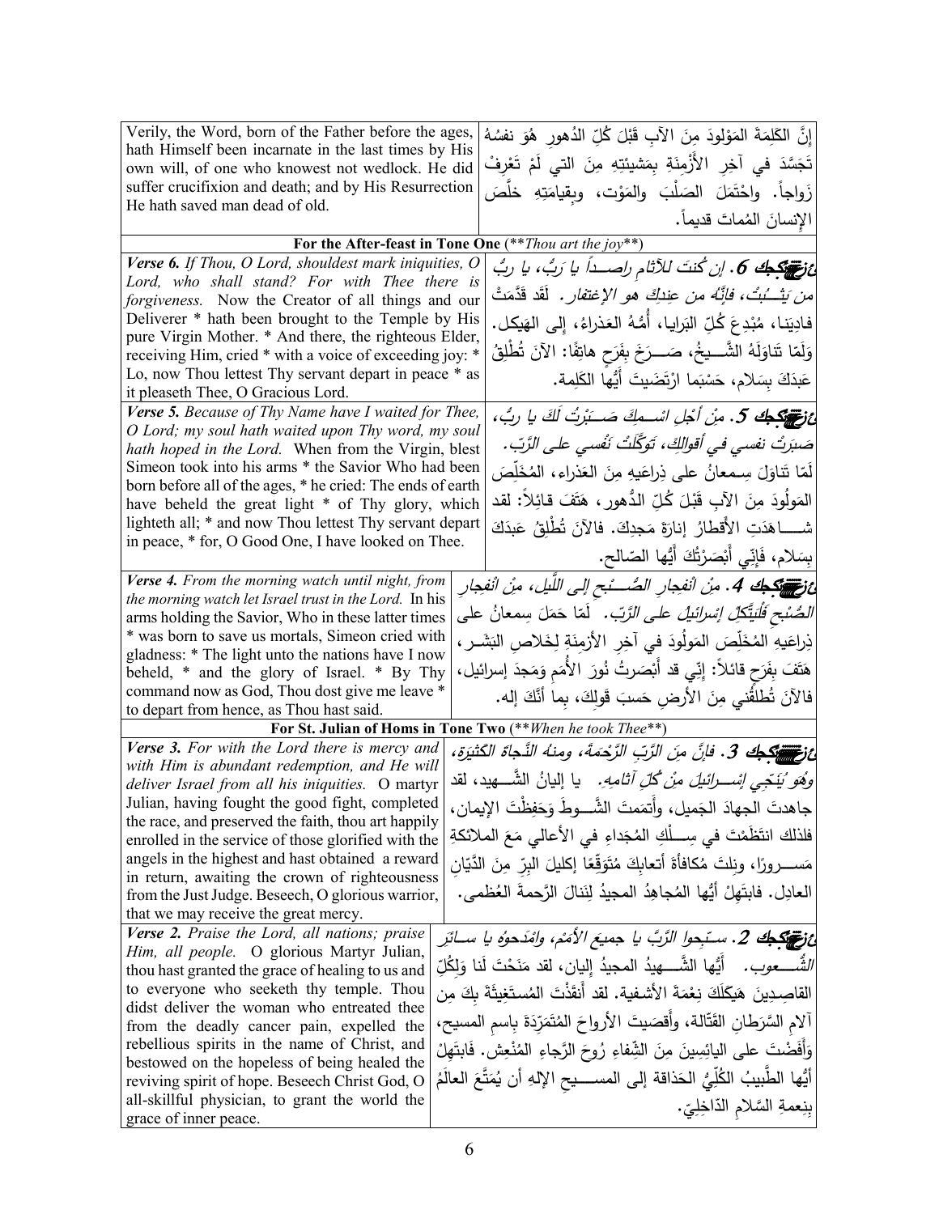| | |
|---|---|
| Verily, the Word, born of the Father before the ages, hath Himself been incarnate in the last times by His own will, of one who knowest not wedlock. He did suffer crucifixion and death; and by His Resurrection He hath saved man dead of old. | إنَّ الكَلِمَةَ المَوْلودَ مِنَ الآبِ قَبْلَ كُلِّ الدُهورِ هُوَ نفسُهُ تَجَسَّدَ في آخِرِ الأَزْمِنَةِ بِمَشيئَتِهِ مِنَ التي لَمْ تَعْرِفْ زَواجاً. واحْتَمَلَ الصَلْبَ والمَوْت، وبِقِيامَتِهِ خَلَّصَ الإنسانَ المُماتَ قديماً. |
| **For the After-feast in Tone One** (***Thou art the joy***) | |
| ***Verse 6.*** *If Thou, O Lord, shouldest mark iniquities, O Lord, who shall stand? For with Thee there is forgiveness.* Now the Creator of all things and our Deliverer * hath been brought to the Temple by His pure Virgin Mother. * And there, the righteous Elder, receiving Him, cried * with a voice of exceeding joy: * Lo, now Thou lettest Thy servant depart in peace * as it pleaseth Thee, O Gracious Lord. | **ع6.** *إن كُنتَ للآثامِ راصِداً يا رَبُّ، يا ربُّ مَن يَثْبُتُ، فإنَّهُ من عِندِكَ هو الاغتفار.* لَقَد قَدَّمَتْ فادِيَنا، مُبْدِعَ كُلِّ البَرايا، أُمُّهُ العَذراءُ، إلى الهَيكل. وَلَمّا تَناوَلَهُ الشَّيخُ، صَرَخَ بِفَرَحٍ هاتِفًا: الآنَ تُطْلِقُ عَبْدَكَ بِسَلام، حَسْبَما ارْتَضَيتَ أيُّها الكَلِمة. |
| ***Verse 5.*** *Because of Thy Name have I waited for Thee, O Lord; my soul hath waited upon Thy word, my soul hath hoped in the Lord.* When from the Virgin, blest Simeon took into his arms * the Savior Who had been born before all of the ages, * he cried: The ends of earth have beheld the great light * of Thy glory, which lighteth all; * and now Thou lettest Thy servant depart in peace, * for, O Good One, I have looked on Thee. | **ع5.** *مِنْ أجْلِ اسْمِكَ صَبَرْتُ لَكَ يا ربُّ، صَبَرَتْ نفسي في أقوالِكَ، تَوَكَّلَتْ نَفْسي على الرَّبّ.* لَمّا تَناوَلَ سِمعانُ على ذِراعَيهِ مِنَ العَذراء، المُخَلِّصَ المَولُودَ مِنَ الآبِ قَبْلَ كُلِّ الدُّهور، هَتَفَ قائلاً: لقد شاهَدَتِ الأَقطارُ إنارَةَ مَجدِكَ. فالآنَ تُطْلِقُ عَبدَكَ بِسَلام، فَإنَّني أَبْصَرْتُكَ أَيُّها الصّالح. |
| ***Verse 4.*** *From the morning watch until night, from the morning watch let Israel trust in the Lord.* In his arms holding the Savior, Who in these latter times * was born to save us mortals, Simeon cried with gladness: * The light unto the nations have I now beheld, * and the glory of Israel. * By Thy command now as God, Thou dost give me leave * to depart from hence, as Thou hast said. | **ع4.** *مِنْ انْفِجارِ الصُّبحِ إلى اللَّيل، مِنْ انْفِجارِ الصُّبحِ فَلْيَتَّكِلِ إسْرائيلُ على الرَّبّ.* لَمّا حَمَلَ سِمعانُ على ذِراعَيهِ المُخَلِّصَ المَولُودَ في آخِرِ الأزمِنَةِ لِخَلاصِ البَشَر، هَتَفَ بِفَرَحٍ قائلاً: إنّي قد أَبصَرتُ نُورَ الأُمَمِ وَمَجدَ إسرائيل، فالآنَ تُطلِقُني مِنَ الأرضِ حَسبَ قَولِكَ، بِما أَنَّكَ إله. |
| **For St. Julian of Homs in Tone Two** (***When he took Thee***) | |
| ***Verse 3.*** *For with the Lord there is mercy and with Him is abundant redemption, and He will deliver Israel from all his iniquities.* O martyr Julian, having fought the good fight, completed the race, and preserved the faith, thou art happily enrolled in the service of those glorified with the angels in the highest and hast obtained a reward in return, awaiting the crown of righteousness from the Just Judge. Beseech, O glorious warrior, that we may receive the great mercy. | **ع3.** *فإنَّ مِنَ الرَّبِّ الرَّحمَةَ، ومنهُ النَّجاةَ الكَثيرَة، وهُوَ يُنَجِّي إسْرائيلَ مِنْ كُلِّ آثامِهِ.* يا إليانُ الشَّهيد، لقد جاهدتَ الجِهادَ الجَميل، وأتممتَ الشَّوطَ وَحَفِظْتَ الإيمان، فلذلك انتَظَمْتَ في سِلْكِ المُجَداءِ في الأعالي مَعَ الملائكةِ مَسروراً، ونِلتَ مُكافأةَ أتعابِكَ مُتَوَقِّعًا إكليلَ البِرِّ مِنَ الدَّيّانِ العادِل. فابتَهِلْ أيُّها المُجاهِدُ المجيدُ لِنَنالَ الرَّحمةَ العُظمى. |
| ***Verse 2.*** *Praise the Lord, all nations; praise Him, all people.* O glorious Martyr Julian, thou hast granted the grace of healing to us and to everyone who seeketh thy temple. Thou didst deliver the woman who entreated thee from the deadly cancer pain, expelled the rebellious spirits in the name of Christ, and bestowed on the hopeless of being healed the reviving spirit of hope. Beseech Christ God, O all-skillful physician, to grant the world the grace of inner peace. | **ع2.** *سبِّحوا الرَّبَّ يا جميعَ الأُمَم، وامْدَحوهُ يا سائِرَ الشُّعوب.* أيُّها الشَّهيدُ المجيدُ إليان، لقد مَنَحْتَ لَنا وَلِكُلِّ القاصِدينَ هَيكَلَكَ نِعْمَةَ الأشفية. لقد أَنقَذْتَ المُستَغيثَةَ بِكَ مِن آلامِ السَّرَطانِ القَتّالة، وأَقصَيتَ الأرواحَ المُتَمَرِّدَةَ باسمِ المسيح، وَأَفَضْتَ على اليائِسينَ مِنَ الشِّفاءِ رُوحَ الرَّجاءِ المُنْعِش. فابتَهِلْ أيُّها الطَّبيبُ الكُلِّيُّ الحَذاقة إلى المسيحِ الإلهِ أن يُمَتِّعَ العالَمَ بِنِعمةِ السَّلامِ الدّاخِلِيّ. |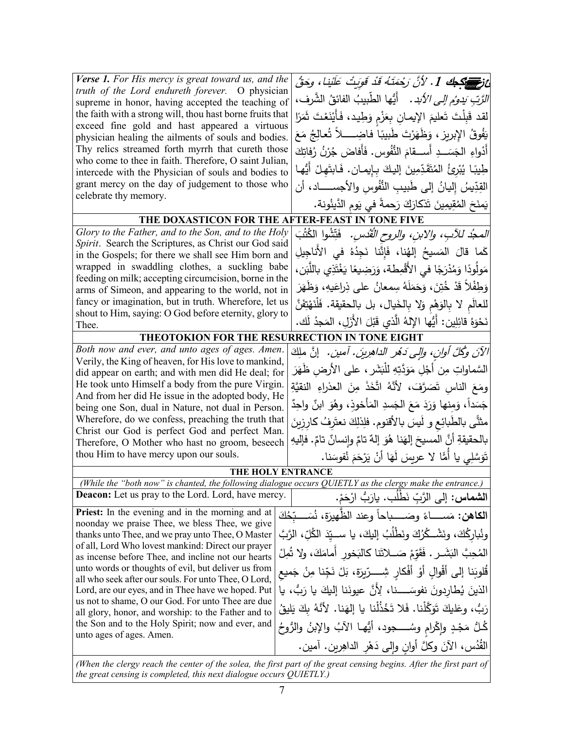| *Verse 1. For His mercy is great toward us, and the truth of the Lord endureth forever.* O physician supreme in honor, having accepted the teaching of the faith with a strong will, thou hast borne fruits that exceed fine gold and hast appeared a virtuous physician healing the ailments of souls and bodies. Thy relics streamed forth myrrh that cureth those who come to thee in faith. Therefore, O saint Julian, intercede with the Physician of souls and bodies to grant mercy on the day of judgement to those who celebrate thy memory. | ***عزعكجك 1.*** *لأنَّ رَحْمَتَهُ قَدْ قَوِيَتْ عَلَيْنا، وحَقُّ الرَّبِّ يَدومُ إلى الأبد.* أَيُّها الطَّبيبُ الفائقُ الشَّرف، لقد قَبِلْتَ تَعليمَ الإيمانِ بِعَزْمٍ وَطيد، فَأَيْنَعْتَ ثَمَرًا يَفوقُ الإبريز، وَظَهَرْتَ طَبيبًا فاضِلاً تُعالِجُ مَعَ أَدْواءِ الجَسَدِ أَسقامَ النُّفوس. فَأَفاضَ جُرْنُ رُفاتِكَ طِيبًا يُبْرِئُ المُتَقَدِّمِينَ إليكَ بِإيمان. فَابتَهِلْ أَيُّها القِدّيسُ إليانُ إلى طَبيبِ النُّفوسِ والأجسادِ، أن يَمنَحَ المُقيمينَ تَذكارَكَ رَحمةً في يَومِ الدَّينُونة. |
|---|---|
| **THE DOXASTICON FOR THE AFTER-FEAST IN TONE FIVE** | |
| *Glory to the Father, and to the Son, and to the Holy Spirit.* Search the Scriptures, as Christ our God said in the Gospels; for there we shall see Him born and wrapped in swaddling clothes, a suckling babe feeding on milk; accepting circumcision, borne in the arms of Simeon, and appearing to the world, not in fancy or imagination, but in truth. Wherefore, let us shout to Him, saying: O God before eternity, glory to Thee. | *المجدُ للآبِ، والابنِ، والروحِ القُدُسِ.* فَتِّشُوا الكُتُبَ كَما قالَ المَسيحُ إلهُنا، فَإنَّنا نَجِدُهُ في الأَناجيلِ مَولُودًا وَمُدْرَجًا في الأَقْمِطة، وَرَضِيعًا يَغْتَذِي باللَّبَن، وَطِفْلاً قَدْ خُتِنَ، وَحَمَلَهُ سِمعانُ على ذِراعَيه، وَظَهَرَ للعالَمِ لا بِالوَهْمِ وَلا بِالخَيال، بل بالحقيقة. فَلْنَهْتِفَنَّ نَحْوَهُ قائِلين: أَيُّها الإلهُ الَّذي قَبْلَ الأَزَلِ، المَجدُ لَك. |
| **THEOTOKION FOR THE RESURRECTION IN TONE EIGHT** | |
| *Both now and ever, and unto ages of ages. Amen.* Verily, the King of heaven, for His love to mankind, did appear on earth; and with men did He deal; for He took unto Himself a body from the pure Virgin. And from her did He issue in the adopted body, He being one Son, dual in Nature, not dual in Person. Wherefore, do we confess, preaching the truth that Christ our God is perfect God and perfect Man. Therefore, O Mother who hast no groom, beseech thou Him to have mercy upon our souls. | *الآنَ وكُلَّ أوانٍ، وإلى دَهْرِ الداهِرينَ. آمين.* إنَّ ملِكَ السَّماواتِ مِن أَجْلِ مَوَدَّتِهِ لِلْبَشَر، على الأرضِ ظَهَرَ ومَعَ الناسِ تَصَرَّفَ، لأَنَّهُ اتَّخَذَ مِنَ العذراءِ النقيَّةِ جَسَداً، وَمِنها وَرَدَ مَعَ الجَسدِ المَأخوذِ، وهُوَ ابنٌ واحِدٌ مثنًّى بالطَبائعِ و لَيسَ بالأقنوم. فلِذلِكَ نعترِفُ كارِزينَ بالحقيقةِ أنَّ المسيحَ إلهَنا هُوَ إلهٌ تامٌ وإنسانٌ تامٌ. فإليهِ تَوَسَّلِي يا أُمًّا لا عريسَ لَهَا أَنْ يَرْحَمَ نُفوسَنا. |
| **THE HOLY ENTRANCE** | |
| *(While the "both now" is chanted, the following dialogue occurs QUIETLY as the clergy make the entrance.)* | |
| **Deacon:** Let us pray to the Lord. Lord, have mercy. | **الشماس:** إلى الرَّبِّ نَطْلُب. يارَبُّ ارْحَمْ. |
| **Priest:** In the evening and in the morning and at noonday we praise Thee, we bless Thee, we give thanks unto Thee, and we pray unto Thee, O Master of all, Lord Who lovest mankind: Direct our prayer as incense before Thee, and incline not our hearts unto words or thoughts of evil, but deliver us from all who seek after our souls. For unto Thee, O Lord, Lord, are our eyes, and in Thee have we hoped. Put us not to shame, O our God. For unto Thee are due all glory, honor, and worship: to the Father and to the Son and to the Holy Spirit; now and ever, and unto ages of ages. Amen. | **الكاهن:** مَساءً وصَباحاً وعند الظَّهيرَة، نُسَبِّحُكَ ونُبارِكُكَ، ونَشْكُرُكَ ونَطْلُبُ إليكَ، يا سيِّدَ الكُلِّ، الرَّبَّ المُحِبَّ البَشَر. فَقَوِّمْ صَلاتَنا كالبَخورِ أَمامَكَ، ولا تُمِلْ قُلوبَنا إلى أقْوالٍ أوْ أفْكارٍ شِرّيرَة، بَلْ نَجِّنا مِنْ جَميعِ الذينَ يُطارِدونَ نفوسَنا، لِأَنَّ عيونَنا إليكَ يا رَبُّ، يا رَبُّ، وعَليكَ تَوَكَّلْنا. فَلا تَخْذُلْنا يا إلهَنا. لأنَّهُ بِكَ يَليقُ كُلُّ مَجْدٍ وإكْرامٍ وسُجود، أيُّها الآبُ والإبنُ والرُّوحُ القُدُس، الآنَ وكلَّ أوانٍ وإلى دَهْرِ الداهِرين. آمين. |

*(When the clergy reach the center of the solea, the first part of the great censing begins. After the first part of the great censing is completed, this next dialogue occurs QUIETLY.)*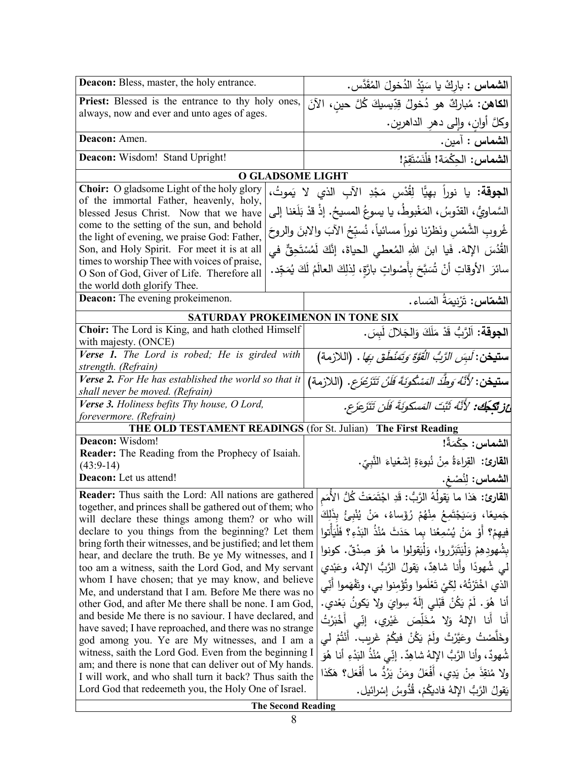| | |
|---|---|
| **Deacon:** Bless, master, the holy entrance. | **الشماس :** بارِكْ يا سَيِّدُ الدُخولَ المُقَدَّس. |
| **Priest:** Blessed is the entrance to thy holy ones, always, now and ever and unto ages of ages. | **الكاهن:** مُباركٌ هو دُخولُ قِدِّيسيكَ كُلَّ حينٍ، الآنَ وكلَّ أوانٍ، وإلى دهرِ الداهرين. |
| **Deacon:** Amen. | **الشماس :** آمين. |
| **Deacon:** Wisdom! Stand Upright! | **الشماس:** الحِكْمَة! فلْنَسْتَقِمْ! |

## O GLADSOME LIGHT

| | |
|---|---|
| **Choir:** O gladsome Light of the holy glory of the immortal Father, heavenly, holy, blessed Jesus Christ. Now that we have come to the setting of the sun, and behold the light of evening, we praise God: Father, Son, and Holy Spirit. For meet it is at all times to worship Thee with voices of praise, O Son of God, Giver of Life. Therefore all the world doth glorify Thee. | **الجوقة:** يا نوراً بهيًّا لِقُدْسِ مَجْدِ الآبِ الذي لا يَموتُ، السَّماويُّ، القدّوسُ، المَغْبوطُ، يا يسوعُ المسيحُ. إذْ قدْ بَلَغنا إلى غُروبِ الشَّمْسِ ونَظَرْنا نوراً مسائياً، نُسبّحُ الآبَ والابنَ والروحَ القُدُسَ الإلهَ. فَيا ابنَ اللهِ المُعطي الحياةَ، إنَّكَ لَمُسْتَحِقٌّ في سائرَ الأوقاتِ أنْ تُسَبَّحَ بِأَصْواتٍ بارَّةٍ، لِذلِكَ العالَمُ لَكَ يُمَجِّد. |
| **Deacon:** The evening prokeimenon. | **الشمّاس:** تَرْنيمَةُ المَساء. |

## SATURDAY PROKEIMENON IN TONE SIX

| | |
|---|---|
| **Choir:** The Lord is King, and hath clothed Himself with majesty. (ONCE) | **الجوقة:** اَلرَّبُّ قَدْ مَلَكَ وَالجَلالَ لَبِسَ. |
| ***Verse 1.*** *The Lord is robed; He is girded with strength. (Refrain)* | **ستيخن:** *لَبِسَ الرَّبُّ القُوَّةَ وَتَمَنْطَقَ بِهَا.* (اللازمة) |
| ***Verse 2.*** *For He has established the world so that it shall never be moved. (Refrain)* | **ستيخن:** *لأَنَّهُ وَطَّدَ المَسْكونَةَ فَلَنْ تَتَزَعْزَع.* (اللازمة) |
| ***Verse 3.*** *Holiness befits Thy house, O Lord, forevermore. (Refrain)* | ***ستيخن:*** *لأَنَّهُ ثَبَّتَ المَسكونَةَ فَلَن تَتَزَعزَع.* |

## THE OLD TESTAMENT READINGS (for St. Julian) The First Reading

| | |
|---|---|
| **Deacon:** Wisdom!<br>**Reader:** The Reading from the Prophecy of Isaiah. (43:9-14)<br>**Deacon:** Let us attend! | **الشماس:** حِكْمَةٌ!<br>**القارئ:** القِراءَةُ مِنْ نُبوءَةِ إشَعْياءَ النَّبِيّ.<br>**الشماس:** لِنُصْغ. |
| **Reader:** Thus saith the Lord: All nations are gathered together, and princes shall be gathered out of them; who will declare these things among them? or who will declare to you things from the beginning? Let them bring forth their witnesses, and be justified; and let them hear, and declare the truth. Be ye My witnesses, and I too am a witness, saith the Lord God, and My servant whom I have chosen; that ye may know, and believe Me, and understand that I am. Before Me there was no other God, and after Me there shall be none. I am God, and beside Me there is no saviour. I have declared, and have saved; I have reproached, and there was no strange god among you. Ye are My witnesses, and I am a witness, saith the Lord God. Even from the beginning I am; and there is none that can deliver out of My hands. I will work, and who shall turn it back? Thus saith the Lord God that redeemeth you, the Holy One of Israel. | **القارئ:** هَذا ما يَقولُهُ الرَّبُّ: قَدِ اجْتَمَعَتْ كُلُّ الأُمَمِ جَميعًا، وَسَيَجْتَمِعُ مِنْهُمْ رُؤَساءُ، مَنْ يُنْبِئُ بِذَلِكَ فيهِمْ؟ أَوْ مَنْ يُسْمِعُنا بِما حَدَثَ مُنْذُ البَدْءِ؟ فَلْيَأْتوا بِشُهودِهِمْ وَلْيَتَبَرَّروا، وَلْيَقولوا ما هُوَ صِدْقٌ. كونوا لي شُهودًا وأَنا شاهِدٌ، يَقولُ الرَّبُّ الإلهُ، وعَبْدي الذي اخْتَرْتُهُ، لِكَيْ تَعْلَموا وتُؤْمِنوا بي، وتَفْهَموا أَنِّي أنا هُوَ. لَمْ يَكُنْ قَبْلي إلَهٌ سِوايَ ولا يَكونُ بَعْدي. أَنا أَنا الإلهُ وَلا مُخَلِّصَ غَيْري، إنّي أَخْبَرْتُ وخَلَّصْتُ وعَيَّرْتُ ولَمْ يَكُنْ فيكُمْ غَريب. أَنْتُمْ لي شُهودٌ، وأنا الرَّبُّ الإلهُ شاهِدٌ. إنّي مُنْذُ البَدْءِ أنا هُوَ ولا مُنقِذَ مِنْ يَدِي، أَفْعَلُ ومَنْ يَرُدُّ ما أَفْعَل؟ هَكَذا يَقولُ الرَّبُّ الإلهُ فاديكُمْ، قُدُّوسُ إسْرائيل. |

## The Second Reading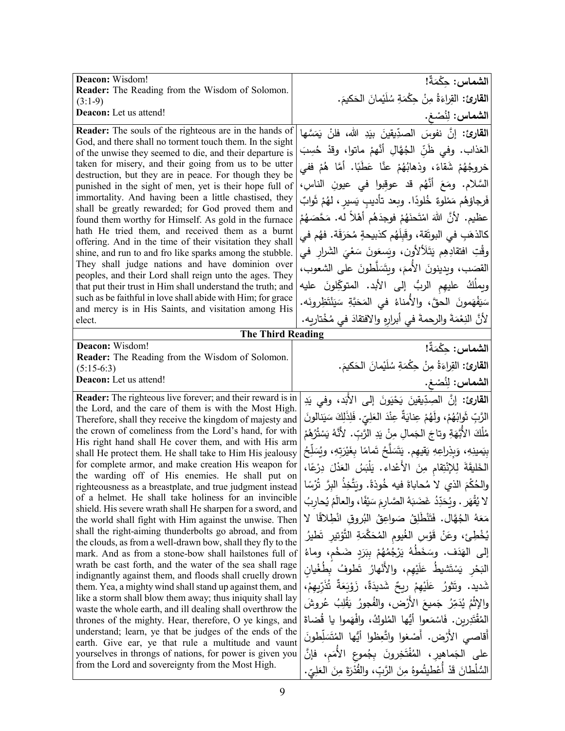| Deacon: Wisdom!<br>Reader: The Reading from the Wisdom of Solomon. (3:1-9)<br>Deacon: Let us attend! | الشماس: حِكْمَةٌ!<br>القارئ: القِراءَةُ مِنْ حِكْمَةِ سُلَيْمانَ الحَكيمَ.<br>الشماس: لِنُصْغِ. |
|---|---|
| **Reader:** The souls of the righteous are in the hands of God, and there shall no torment touch them. In the sight of the unwise they seemed to die, and their departure is taken for misery, and their going from us to be utter destruction, but they are in peace. For though they be punished in the sight of men, yet is their hope full of immortality. And having been a little chastised, they shall be greatly rewarded; for God proved them and found them worthy for Himself. As gold in the furnace hath He tried them, and received them as a burnt offering. And in the time of their visitation they shall shine, and run to and fro like sparks among the stubble. They shall judge nations and have dominion over peoples, and their Lord shall reign unto the ages. They that put their trust in Him shall understand the truth; and such as be faithful in love shall abide with Him; for grace and mercy is in His Saints, and visitation among His elect. | **القارئ:** إنَّ نفوسَ الصدِّيقينَ بيَدِ الله، فلنْ يَمَسَّها العَذاب. وفي ظَنِّ الجُهَّالِ أنَّهُمْ ماتوا، وقدْ حُسِبَ خروجُهُمْ شَقاءً، وذهابُهُمْ عنَّا عَطَبًا. أمَّا هُمْ ففي السَّلام. ومَعَ أنَّهُم قد عوقِبوا في عيونِ الناس، فَرجاؤهُم مَمْلوءٌ خُلودًا. وبعد تأديبٍ يَسيرٍ، لهُمْ ثَوابٌ عظيم. لأنَّ اللهَ امْتَحَنَهُمْ فوجدَهُم أهْلاً له. مَحَّصَهُمْ كالذهَبِ في البوتَقة، وقَبِلَهُم كذبيحةٍ مُحَرَقَة. فهُم في وقْتِ افتقادِهِم يَتَلألأون، ويَسعَونَ سَعْيَ الشَرارِ في القصَب، ويدينونَ الأُمَمَ، ويتَسَلَّطونَ على الشعوب، ويملُكُ عليهِم الربُّ إلى الأبد. المتوكِّلونَ عليه سَيَفْهَمونَ الحقَّ، والأُمناءُ في المَحَبَّةِ سَيَنْتَظِرونَه. لأنَّ النِعْمَةَ والرحمةَ في أبرارِهِ والافتقادَ في مُخْتاريه. |

**The Third Reading**

| Deacon: Wisdom!<br>Reader: The Reading from the Wisdom of Solomon. (5:15-6:3)<br>Deacon: Let us attend! | الشماس: حِكْمَةٌ!<br>القارئ: القِراءَةُ مِنْ حِكْمَةِ سُلَيْمانَ الحَكيمَ.<br>الشماس: لِنُصْغِ. |
|---|---|
| **Reader:** The righteous live forever; and their reward is in the Lord, and the care of them is with the Most High. Therefore, shall they receive the kingdom of majesty and the crown of comeliness from the Lord's hand, for with His right hand shall He cover them, and with His arm shall He protect them. He shall take to Him His jealousy for complete armor, and make creation His weapon for the warding off of His enemies. He shall put on righteousness as a breastplate, and true judgment instead of a helmet. He shall take holiness for an invincible shield. His severe wrath shall He sharpen for a sword, and the world shall fight with Him against the unwise. Then shall the right-aiming thunderbolts go abroad, and from the clouds, as from a well-drawn bow, shall they fly to the mark. And as from a stone-bow shall hailstones full of wrath be cast forth, and the water of the sea shall rage indignantly against them, and floods shall cruelly drown them. Yea, a mighty wind shall stand up against them, and like a storm shall blow them away; thus iniquity shall lay waste the whole earth, and ill dealing shall overthrow the thrones of the mighty. Hear, therefore, O ye kings, and understand; learn, ye that be judges of the ends of the earth. Give ear, ye that rule a multitude and vaunt yourselves in throngs of nations, for power is given you from the Lord and sovereignty from the Most High. | **القارئ:** إنَّ الصِدِّيقينَ يَحْيَونَ إلى الأَبَد، وفي يَدِ الرَّبِّ ثَوابُهُمْ، ولَهُمْ عِنايَةٌ عِنْدَ العَلِيّ. فَلِذَلِكَ سَيَنالونَ مُلْكَ الأُبَّهَةِ وتاجَ الجَمالِ مِنْ يَدِ الرَّبِّ. لأنَّهُ يَسْتُرُهُمْ بِيَمينِهِ، وَبِذِراعِهِ يَقيهِم. يَتَسَلَّحُ تَمامًا بِغَيْرَتِهِ، ويُسَلِّحُ الخَليقَةَ لِلانْتِقامِ مِنَ الأَعْداء. يَلْبَسُ العَدْلَ دِرْعًا، والحُكْمَ الذي لا مُحاباةَ فيه خُوذَةً. ويَتَّخِذُ البِرَّ تُرْسًا لا يُقْهَر. ويُحَدِّدُ غَضَبَهُ الصَّارِمَ سَيْفًا، والعالَمُ يُحارِبُ مَعَهُ الجُهَّال. فَتَنْطَلِقُ صَواعِقُ البُروقِ انْطِلاقًا لا يُخْطِئ، وعَنْ قَوْسِ الغُيومِ المُحَكَّمَةِ التَّوْتيرِ تَطيرُ إلى الهَدَف. وسَخَطُهُ يَرْجُمُهُمْ بِبَرَدٍ ضَخْمٍ، وماءُ البَحْرِ يَسْتَشيطُ عَلَيْهِم، والأَنْهارُ تَطوفُ بِطُغْيانٍ شَديد. وتَثورُ عَلَيْهِمْ ريحٌ شَديدَةٌ، زَوْبَعَةٌ تُذَرّيهِمْ، والإِثْمُ يُدَمِّرُ جَميعَ الأَرْض، والفُجورُ يَقْلِبُ عُروشَ المُقْتَدِرين. فَاسْمَعوا أيُّها المُلوكُ، وافْهَموا يا قُضاةَ أَقاصي الأَرْض. أَصْغوا واتَّعِظوا أيُّها المُتَسَلِّطونَ على الجَماهيرِ، المُفْتَخِرونَ بِجُموعِ الأُمَمِ، فإنَّ السُّلْطانَ قَدْ أُعْطيتُموهُ مِنَ الرَّبِّ، والقُدْرَةَ مِنَ العَلِيِّ. |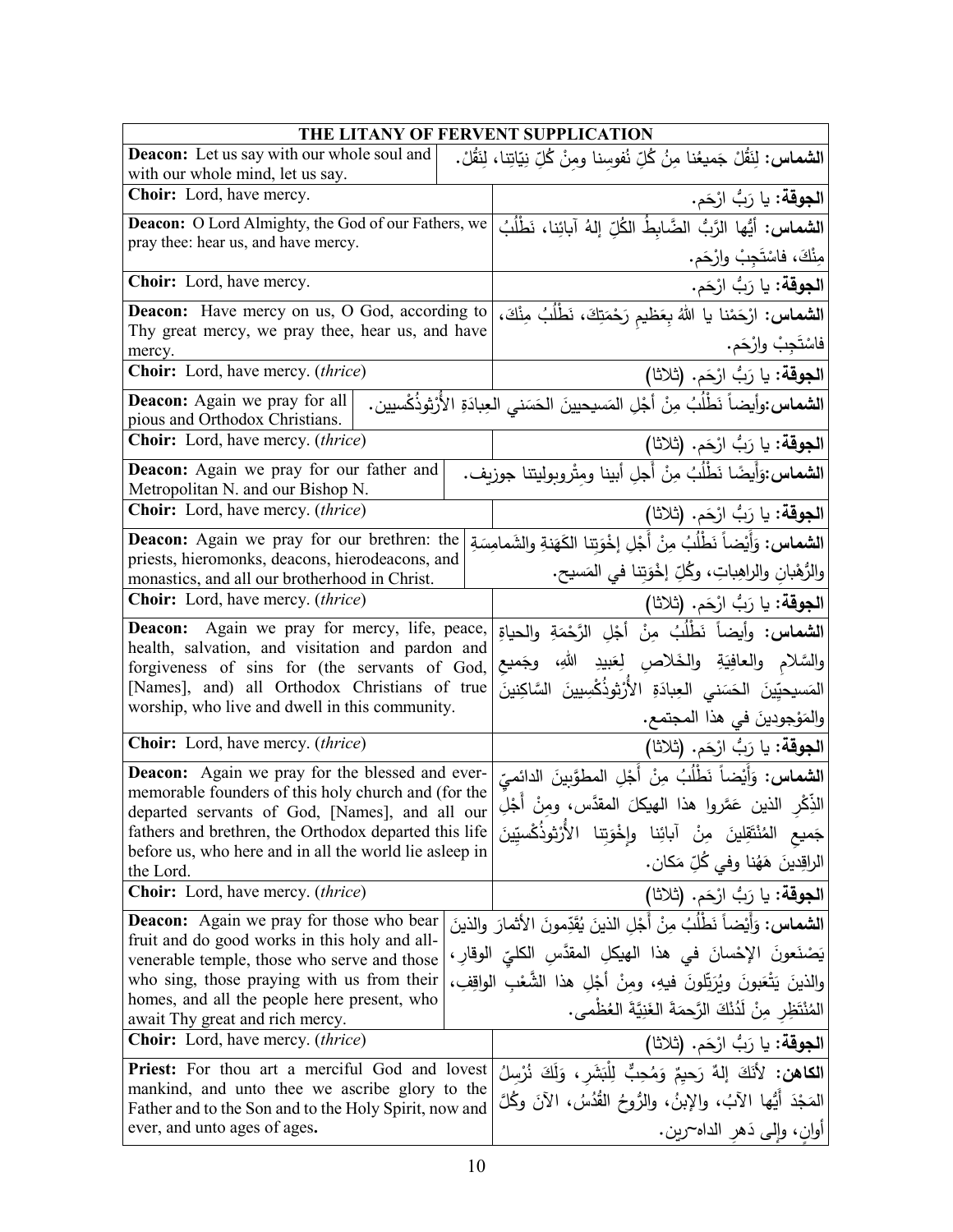| THE LITANY OF FERVENT SUPPLICATION | |
|---|---|
| **Deacon:** Let us say with our whole soul and with our whole mind, let us say. | **الشماس:** لِنَقُلْ جَميعُنا مِنْ كُلِّ نُفوسِنا ومِنْ كُلِّ نِيّاتِنا، لِنَقُلْ. |
| **Choir:** Lord, have mercy. | **الجوقة:** يا رَبُّ ارْحَم. |
| **Deacon:** O Lord Almighty, the God of our Fathers, we pray thee: hear us, and have mercy. | **الشماس:** أيُّها الرَّبُّ الضَّابِطُ الكُلِّ إلهُ آبائِنا، نَطْلُبُ مِنْكَ، فاسْتَجِبْ وارْحَم. |
| **Choir:** Lord, have mercy. | **الجوقة:** يا رَبُّ ارْحَم. |
| **Deacon:** Have mercy on us, O God, according to Thy great mercy, we pray thee, hear us, and have mercy. | **الشماس:** ارْحَمْنا يا اللهُ بِعَظيمِ رَحْمَتِكَ، نَطْلُبُ مِنْكَ، فاسْتَجِبْ وارْحَم. |
| **Choir:** Lord, have mercy. (*thrice*) | **الجوقة:** يا رَبُّ ارْحَم. (ثلاثا) |
| **Deacon:** Again we pray for all pious and Orthodox Christians. | **الشماس:**وأيضاً نَطْلُبُ مِنْ أجْلِ المَسيحيينَ الحَسَني العِبادَةِ الأُرْثوذُكْسيين. |
| **Choir:** Lord, have mercy. (*thrice*) | **الجوقة:** يا رَبُّ ارْحَم. (ثلاثا) |
| **Deacon:** Again we pray for our father and Metropolitan N. and our Bishop N. | **الشماس:**وَأَيضًا نَطْلُبُ مِنْ أَجلِ أبينا ومِتْروبوليتنا جوزيف. |
| **Choir:** Lord, have mercy. (*thrice*) | **الجوقة:** يا رَبُّ ارْحَم. (ثلاثا) |
| **Deacon:** Again we pray for our brethren: the priests, hieromonks, deacons, hierodeacons, and monastics, and all our brotherhood in Christ. | **الشماس:** وَأَيْضاً نَطْلُبُ مِنْ أَجْلِ إخْوَتِنا الكَهَنَةِ والشَمامِسَةِ والرُّهْبانِ والراهِباتِ، وكُلِّ إخْوَتِنا في المَسيح. |
| **Choir:** Lord, have mercy. (*thrice*) | **الجوقة:** يا رَبُّ ارْحَم. (ثلاثا) |
| **Deacon:** Again we pray for mercy, life, peace, health, salvation, and visitation and pardon and forgiveness of sins for (the servants of God, [Names], and) all Orthodox Christians of true worship, who live and dwell in this community. | **الشماس:** وأيضاً نَطْلُبُ مِنْ أَجْلِ الرَّحْمَةِ والحياةِ والسَّلامِ والعافِيَةِ والخَلاصِ لِعَبيدِ اللهِ، وجَميعِ المَسيحيّينَ الحَسَني العِبادَةِ الأُرْثوذُكْسِيينَ السَّاكِنينَ والمَوْجودينَ في هذا المجتمع. |
| **Choir:** Lord, have mercy. (*thrice*) | **الجوقة:** يا رَبُّ ارْحَم. (ثلاثا) |
| **Deacon:** Again we pray for the blessed and ever-memorable founders of this holy church and (for the departed servants of God, [Names], and all our fathers and brethren, the Orthodox departed this life before us, who here and in all the world lie asleep in the Lord. | **الشماس:** وَأَيْضاً نَطْلُبُ مِنْ أَجْلِ المطوَّبينَ الدائميّ الذِّكْرِ الذين عَمَّروا هذا الهيكلَ المقدَّس، ومِنْ أَجْلِ جَميعِ المُنْتَقِلينَ مِنْ آبائِنا وإخْوَتِنا الأُرْثوذُكْسيّينَ الراقِدينَ هَهُنا وفي كُلِّ مَكان. |
| **Choir:** Lord, have mercy. (*thrice*) | **الجوقة:** يا رَبُّ ارْحَم. (ثلاثا) |
| **Deacon:** Again we pray for those who bear fruit and do good works in this holy and all-venerable temple, those who serve and those who sing, those praying with us from their homes, and all the people here present, who await Thy great and rich mercy. | **الشماس:** وَأَيْضاً نَطْلُبُ مِنْ أَجْلِ الذينَ يُقَدِّمونَ الأثمارَ والذينَ يَصْنَعونَ الإحْسانَ في هذا الهيكلِ المقدَّسِ الكليِّ الوقارِ، والذينَ يَتْعَبونَ ويُرَتِّلونَ فيهِ، ومِنْ أَجْلِ هذا الشَّعْبِ الواقِفِ، المُنْتَظِرِ مِنْ لَدُنْكَ الرَّحمةَ الغَنِيَّةَ العُظْمى. |
| **Choir:** Lord, have mercy. (*thrice*) | **الجوقة:** يا رَبُّ ارْحَم. (ثلاثا) |
| **Priest:** For thou art a merciful God and lovest mankind, and unto thee we ascribe glory to the Father and to the Son and to the Holy Spirit, now and ever, and unto ages of ages. | **الكاهن:** لأنَكَ إلهٌ رَحيمٌ وَمُحِبٌّ لِلْبَشَرِ، وَلَكَ نُرْسِلُ المَجْدَ أَيُّها الآبُ، والإبنُ، والرُّوحُ القُدُسُ، الآنَ وكُلَّ أوانٍ، وإلى دَهرِ الداه~رين. |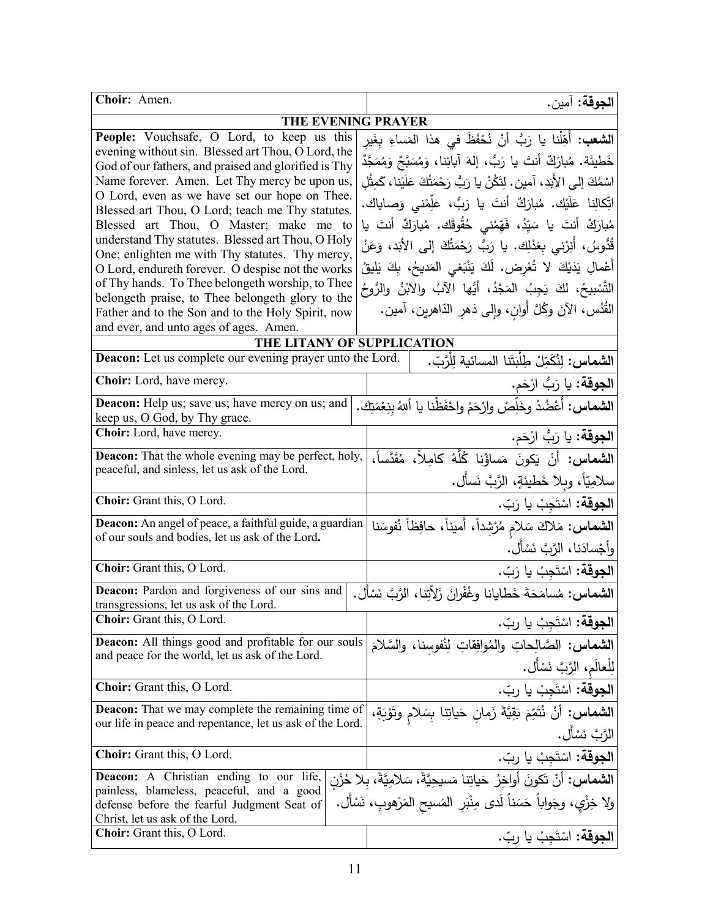| Choir: Amen. | الجوقة: آمين. |
|---|---|
| **THE EVENING PRAYER** | |
| **People:** Vouchsafe, O Lord, to keep us this evening without sin. Blessed art Thou, O Lord, the God of our fathers, and praised and glorified is Thy Name forever. Amen. Let Thy mercy be upon us, O Lord, even as we have set our hope on Thee. Blessed art Thou, O Lord; teach me Thy statutes. Blessed art Thou, O Master; make me to understand Thy statutes. Blessed art Thou, O Holy One; enlighten me with Thy statutes. Thy mercy, O Lord, endureth forever. O despise not the works of Thy hands. To Thee belongeth worship, to Thee belongeth praise, to Thee belongeth glory to the Father and to the Son and to the Holy Spirit, now and ever, and unto ages of ages. Amen. | **الشعب:** أَهِّلنا يا رَبُّ أنْ نُحْفَظَ في هذا المَساءِ بِغَيرِ خَطيئَة. مُبارَكٌ أنتَ يا رَبُّ، إلهَ آبائِنا، وَمُسَبَّحٌ وَمُمَجَّدٌ اسْمُكَ إلى الأَبَدِ، آمين. لِتَكُنْ يا رَبُّ رَحْمَتُكَ عَلَيْنا، كَمِثْلِ اتِّكالِنا عَلَيْك. مُبارَكٌ أنتَ يا رَبُّ، عَلِّمْني وَصاياك. مُبارَكٌ أنتَ يا سَيِّدُ، فَهِّمْني حُقُوقَك. مُبارَكٌ أنتَ يا قُدُّوسُ، أَنِرْني بِعَدْلِك. يا رَبُّ رَحْمَتُكَ إلى الأبَد، وَعَنْ أَعْمالِ يَدَيْكَ لا تُعْرِض. لَكَ يَنْبَغي المَديحُ، بِكَ يَليقُ التَّسْبيحُ، لكَ يَجِبُ المَجْدُ، أيُّها الآبُ والابْنُ والرُّوحُ القُدُس، الآنَ وكُلَّ أوانٍ، وإلى دَهرِ الدّاهرين، آمين. |
| **THE LITANY OF SUPPLICATION** | |
| **Deacon:** Let us complete our evening prayer unto the Lord. | **الشماس:** لِنُكَمِّلْ طِلْبَتَنا المسائية لِلْرَّبّ. |
| **Choir:** Lord, have mercy. | **الجوقة:** يا رَبُّ ارْحَم. |
| **Deacon:** Help us; save us; have mercy on us; and keep us, O God, by Thy grace. | **الشماس:** أَعْضُدْ وخَلِّصْ وارْحَمْ واحْفَظْنا يا أللهُ بِنِعْمَتِك. |
| **Choir:** Lord, have mercy. | **الجوقة:** يا رَبُّ ارْحَم. |
| **Deacon:** That the whole evening may be perfect, holy, peaceful, and sinless, let us ask of the Lord. | **الشماس:** أنْ يَكونَ مَساؤُنا كُلُّهُ كامِلاً، مُقَدَّساً، سلامِيّاً، وبِلا خَطيئةٍ، الرَّبَّ نَسأَل. |
| **Choir:** Grant this, O Lord. | **الجوقة:** اسْتَجِبْ يا رَبّ. |
| **Deacon:** An angel of peace, a faithful guide, a guardian of our souls and bodies, let us ask of the Lord. | **الشماس:** مَلاكَ سَلامٍ مُرْشِداً، أَميناً، حافِظاً نُفوسَنا وأَجْسادَنا، الرَّبَّ نَسْأَل. |
| **Choir:** Grant this, O Lord. | **الجوقة:** اسْتَجِبْ يا رَبّ. |
| **Deacon:** Pardon and forgiveness of our sins and transgressions, let us ask of the Lord. | **الشماس:** مُسامَحَةَ خَطايانا وغُفْرانَ زَلاّتِنا، الرَّبَّ نَسْأَل. |
| **Choir:** Grant this, O Lord. | **الجوقة:** اسْتَجِبْ يا ربّ. |
| **Deacon:** All things good and profitable for our souls and peace for the world, let us ask of the Lord. | **الشماس:** الصَّالِحاتِ والمُوافِقاتِ لِنُفوسِنا، والسَّلامَ لِلْعالَم، الرَّبَّ نَسْأَل. |
| **Choir:** Grant this, O Lord. | **الجوقة:** اسْتَجِبْ يا ربّ. |
| **Deacon:** That we may complete the remaining time of our life in peace and repentance, let us ask of the Lord. | **الشماس:** أنْ نُتَمِّمَ بَقِيَّةَ زَمانِ حَياتِنا بِسَلامٍ وتَوْبَةٍ، الرَّبَّ نَسْأَل. |
| **Choir:** Grant this, O Lord. | **الجوقة:** اسْتَجِبْ يا ربّ. |
| **Deacon:** A Christian ending to our life, painless, blameless, peaceful, and a good defense before the fearful Judgment Seat of Christ, let us ask of the Lord. | **الشماس:** أنْ تَكونَ أواخِرُ حَياتِنا مَسيحِيَّةً، سَلامِيَّةً، بِلا حُزْنٍ ولا خِزْيٍ، وجَواباً حَسَناً لَدى مِنْبَرِ المَسيحِ المَرْهوبِ، نَسْأَل. |
| **Choir:** Grant this, O Lord. | **الجوقة:** اسْتَجِبْ يا ربّ. |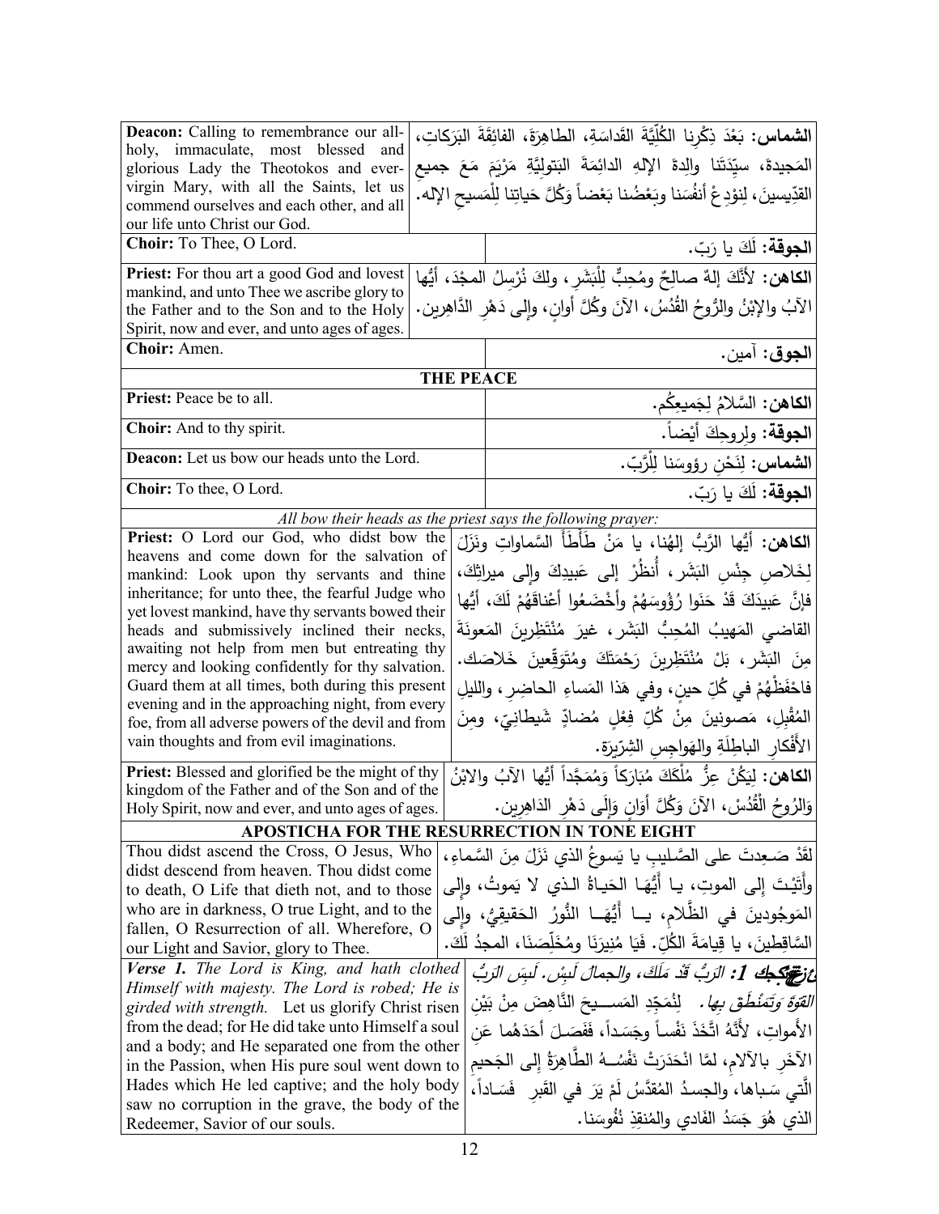| | |
|---|---|
| **Deacon:** Calling to remembrance our all-holy, immaculate, most blessed and glorious Lady the Theotokos and ever-virgin Mary, with all the Saints, let us commend ourselves and each other, and all our life unto Christ our God. | **الشماس:** بَعْدَ ذِكْرِنا الكُلِّيَّةَ القَداسَةِ، الطاهِرَةَ، الفائِقَةَ البَرَكاتِ، المَجيدةَ، سيِّدَتَنا والِدةَ الإلهِ الدائِمَةَ البَتوليَّةِ مَرْيَمَ مَعَ جميعِ القدّيسينَ، لِنوْدِعْ أنفُسَنا وبَعْضُنا بَعْضاً وَكُلَّ حَياتِنا لِلْمَسيحِ الإله. |
| **Choir:** To Thee, O Lord. | **الجوقة:** لَكَ يا رَبّ. |
| **Priest:** For thou art a good God and lovest mankind, and unto Thee we ascribe glory to the Father and to the Son and to the Holy Spirit, now and ever, and unto ages of ages. | **الكاهن:** لأَنَّكَ إلهٌ صالِحٌ ومُحِبٌّ لِلْبَشَرِ، ولكَ نُرسِلُ المجْدَ، أيُّها الآبُ والإبْنُ والرُّوحُ القُدُسُ، الآنَ وكُلَّ أوانٍ، وإلى دَهْرِ الدَّاهِرين. |
| **Choir:** Amen. | **الجوق:** آمين. |

## THE PEACE

| | |
|---|---|
| **Priest:** Peace be to all. | **الكاهن:** السَّلامُ لِجَميعِكُم. |
| **Choir:** And to thy spirit. | **الجوقة:** ولِروحِكَ أيْضاً. |
| **Deacon:** Let us bow our heads unto the Lord. | **الشماس:** لِنَحْنِ رؤوسَنا لِلْرَّبّ. |
| **Choir:** To thee, O Lord. | **الجوقة:** لَكَ يا رَبّ. |

*All bow their heads as the priest says the following prayer:*

| | |
|---|---|
| **Priest:** O Lord our God, who didst bow the heavens and come down for the salvation of mankind: Look upon thy servants and thine inheritance; for unto thee, the fearful Judge who yet lovest mankind, have thy servants bowed their heads and submissively inclined their necks, awaiting not help from men but entreating thy mercy and looking confidently for thy salvation. Guard them at all times, both during this present evening and in the approaching night, from every foe, from all adverse powers of the devil and from vain thoughts and from evil imaginations. | **الكاهن:** أيُّها الرَّبُّ إلهُنا، يا مَنْ طَأْطَأَ السَّماواتِ ونَزَلَ لِخَلاصِ جِنْسِ البَشَرِ، أُنظُرْ إلى عَبيدِكَ وإلى ميراثِكَ، فإنَّ عَبيدَكَ قَدْ حَنَوا رُؤُوسَهُمْ وأَخْضَعُوا أعْناقَهُمْ لَكَ، أيُّها القاضي المَهيبُ المُحِبُّ البَشَرِ، غيرَ مُنْتَظِرينَ المَعونَةَ مِنَ البَشَرِ، بَلْ مُنْتَظِرينَ رَحْمَتَكَ ومُتَوَقِّعينَ خَلاصَك. فاحْفَظْهُمْ في كُلِّ حينٍ، وفي هَذا المَساءِ الحاضِرِ، والليلِ المُقْبِلِ، مَصونينَ مِنْ كُلِّ فِعْلٍ مُضادٍّ شَيطانِيّ، ومِنَ الأَفْكارِ الباطِلَةِ والهَواجِسِ الشِرّيرَة. |
| **Priest:** Blessed and glorified be the might of thy kingdom of the Father and of the Son and of the Holy Spirit, now and ever, and unto ages of ages. | **الكاهن:** لِيَكُنْ عِزُّ مُلْكَكَ مُبَارَكاً وَمُمَجَّداً أيُّها الآبُ والابْنُ وَالرُوحُ الْقُدُسْ، الآنَ وَكُلَّ أَوَانٍ وَإِلَى دَهْرِ الدَاهِرِين. |

## APOSTICHA FOR THE RESURRECTION IN TONE EIGHT

| | |
|---|---|
| Thou didst ascend the Cross, O Jesus, Who didst descend from heaven. Thou didst come to death, O Life that dieth not, and to those who are in darkness, O true Light, and to the fallen, O Resurrection of all. Wherefore, O our Light and Savior, glory to Thee. | لَقَدْ صَعِدتَ على الصَّليبِ يا يَسوعُ الذي نَزَلَ مِنَ السَّماءِ، وأَتَيْتَ إلى الموتِ، يا أَيُّهَا الحَياةُ الذي لا يَموتُ، وإلى المَوجُودينَ في الظَّلامِ، يا أَيُّهَا النُّورُ الحَقيقِيُّ، وإلى السَّاقِطينَ، يا قِيامَةَ الكُلِّ. فَيَا مُنيرَنَا ومُخَلِّصَنَا، المجدُ لَكَ. |
| ***Verse 1.*** *The Lord is King, and hath clothed Himself with majesty. The Lord is robed; He is girded with strength.* Let us glorify Christ risen from the dead; for He did take unto Himself a soul and a body; and He separated one from the other in the Passion, when His pure soul went down to Hades which He led captive; and the holy body saw no corruption in the grave, the body of the Redeemer, Savior of our souls. | ***ع 1:*** *الرَّبُّ قَدْ مَلَكَ، والجمالَ لَبِسَ. لَبِسَ الرَّبُّ القوَّةَ وَتَمَنْطَقَ بِها.* لِنُمَجِّدِ المَسيحَ النَّاهِضَ مِنْ بَيْنِ الأمواتِ، لأَنَّهُ اتَّخَذَ نَفْساً وجَسَداً، فَفَصَلَ أحَدَهُما عَنِ الآخَرِ بالآلامِ، لمَّا انْحَدَرَتْ نَفْسُهُ الطَّاهِرَةُ إلى الجَحيمِ الَّتي سَباها، والجسدُ المُقدَّسُ لَمْ يَرَ في القَبْرِ فَسَاداً، الذي هُوَ جَسَدُ الفَادي والمُنقِذِ نُفُوسَنا. |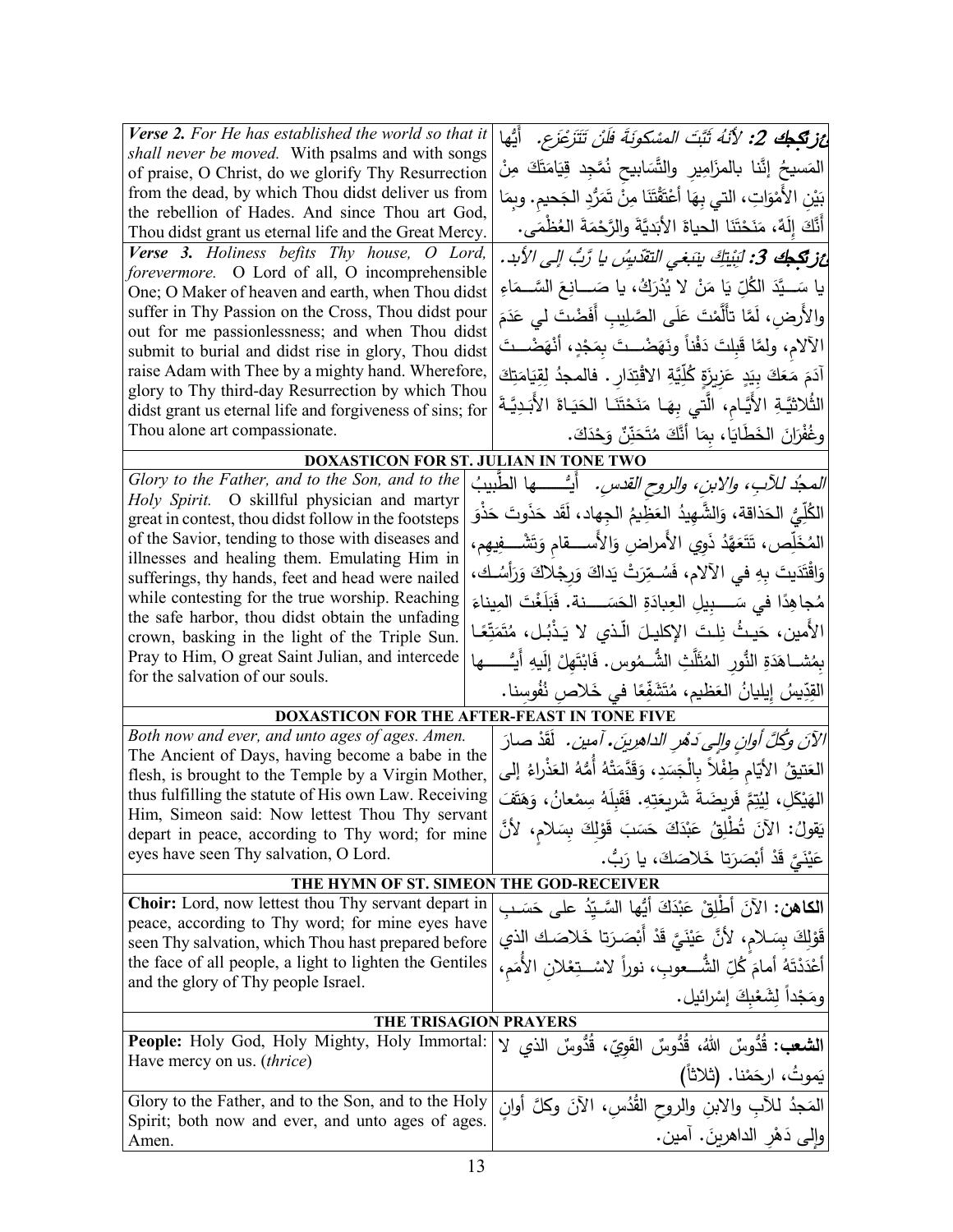| | |
|---|---|
| ***Verse 2.*** *For He has established the world so that it shall never be moved.* With psalms and with songs of praise, O Christ, do we glorify Thy Resurrection from the dead, by which Thou didst deliver us from the rebellion of Hades. And since Thou art God, Thou didst grant us eternal life and the Great Mercy. | ***ع: ستيخ 2:*** *لأَنَّهُ ثَبَّتَ المسْكونَةَ فلَنْ تَتَزَعْزَع.* أَيُّها المَسيحُ إنَّنا بالمزَامِيرِ والتَّسَابيحِ نُمَجِّد قِيَامَتَكَ مِنْ بَيْنِ الأَمْوَاتِ، التي بِهَا أَعْتَقْتَنَا مِنْ تَمَرُّدِ الجَحيمِ. وبِمَا أَنَّكَ إِلَهٌ، مَنَحْتَنَا الحياةَ الأَبَديَّةَ والرَّحْمَةَ العُظْمَى. |
| ***Verse 3.*** *Holiness befits Thy house, O Lord, forevermore.* O Lord of all, O incomprehensible One; O Maker of heaven and earth, when Thou didst suffer in Thy Passion on the Cross, Thou didst pour out for me passionlessness; and when Thou didst submit to burial and didst rise in glory, Thou didst raise Adam with Thee by a mighty hand. Wherefore, glory to Thy third-day Resurrection by which Thou didst grant us eternal life and forgiveness of sins; for Thou alone art compassionate. | ***ع: ستيخ 3:*** *لِبَيْتِكَ يَنبَغي التقديسُ يا رَبُّ إلى الأبد.* يا سَيِّدَ الكُلِّ يَا مَنْ لا يُدْرَكُ، يا صَانِعَ السَّمَاءِ والأَرضِ، لَمَّا تأَلَّمْتَ عَلَى الصَّليبِ أَفَضْتَ لي عَدَمَ الآلامِ، ولمَّا قَبِلتَ دَفْناً ونَهَضْتَ بِمَجْدٍ، أَنْهَضْتَ آدَمَ مَعَكَ بِيَدٍ عَزِيزَةٍ كُلِّيَّةِ الاقْتِدَارِ. فالمجدُ لِقِيَامَتِكَ الثُّلاثِيَّةِ الأَيَّامِ، الَّتي بِهَا مَنَحْتَنَا الحَيَاةَ الأَبَدِيَّةَ وغُفْرَانَ الخَطَايَا، بِمَا أَنَّكَ مُتَحَنِّنٌ وَحْدَكَ. |

**DOXASTICON FOR ST. JULIAN IN TONE TWO**

| | |
|---|---|
| *Glory to the Father, and to the Son, and to the Holy Spirit.* O skillful physician and martyr great in contest, thou didst follow in the footsteps of the Savior, tending to those with diseases and illnesses and healing them. Emulating Him in sufferings, thy hands, feet and head were nailed while contesting for the true worship. Reaching the safe harbor, thou didst obtain the unfading crown, basking in the light of the Triple Sun. Pray to Him, O great Saint Julian, and intercede for the salvation of our souls. | *المجدُ للآبِ، والابنِ، والروحِ القدسِ.* أيُّها الطَّبيبُ الكُلِّيُّ الحَذاقة، وَالشَّهيدُ العَظيمُ الجِهاد، لَقَد حَذَوتَ حَذْوَ المُخَلِّص، تَتَعَهَّدُ ذَوِي الأَمراضِ وَالأَسقامِ وَتَشْفِيهِم، وَاقْتَدَيتَ بِهِ في الآلام، فَسُمِّرَتْ يَداكَ وَرِجْلاكَ وَرَأسُك، مُجاهِدًا في سَبِيلِ العِبادَةِ الحَسَنة. فَبَلَغْتَ المِيناءَ الأَمين، حَيثُ نِلتَ الإِكليلَ الّذي لا يَذْبُل، مُتَمَتِّعًا بِمُشاهَدَةِ النُّورِ المُثَلَّثِ الشُّموس. فَابْتَهِلْ إِلَيهِ أَيُّها القِدّيسُ إِيليانُ العَظيم، مُتَشَفِّعًا في خَلاصِ نُفوسِنا. |

**DOXASTICON FOR THE AFTER-FEAST IN TONE FIVE**

| | |
|---|---|
| *Both now and ever, and unto ages of ages. Amen.* The Ancient of Days, having become a babe in the flesh, is brought to the Temple by a Virgin Mother, thus fulfilling the statute of His own Law. Receiving Him, Simeon said: Now lettest Thou Thy servant depart in peace, according to Thy word; for mine eyes have seen Thy salvation, O Lord. | *الآنَ وكُلَّ أوانٍ وإلى دَهْرِ الداهرينَ. آمين.* لَقَدْ صارَ العَتيقُ الأيّامِ طِفْلاً بِالْجَسَدِ، وَقَدَّمَتْهُ أُمُّهُ العَذْراءُ إلى الهَيْكَلِ، لِيُتِمَّ فَريضَةَ شَريعَتِهِ. فَقَبِلَهُ سِمْعانُ، وَهَتَفَ يَقولُ: الآنَ تُطْلِقُ عَبْدَكَ حَسَبَ قَوْلِكَ بِسَلامٍ، لأَنَّ عَيْنَيَّ قَدْ أَبْصَرَتا خَلاصَكَ، يا رَبُّ. |

**THE HYMN OF ST. SIMEON THE GOD-RECEIVER**

| | |
|---|---|
| **Choir:** Lord, now lettest thou Thy servant depart in peace, according to Thy word; for mine eyes have seen Thy salvation, which Thou hast prepared before the face of all people, a light to lighten the Gentiles and the glory of Thy people Israel. | **الكاهن:** الآنَ أَطْلِقْ عَبْدَكَ أيُّها السَّيِّدُ على حَسَبِ قَوْلِكَ بِسَلامٍ، لأنَّ عَيْنَيَّ قَدْ أَبْصَرَتا خَلاصَك الذي أَعْدَدْتَهُ أمامَ كُلِّ الشُّعوبِ، نوراً لاسْتِعْلانِ الأُمَمِ، ومَجْداً لِشَعْبِكَ إسْرائيل. |

**THE TRISAGION PRAYERS**

| | |
|---|---|
| **People:** Holy God, Holy Mighty, Holy Immortal: Have mercy on us. (*thrice*) | **الشعب:** قُدُّوسٌ اللهُ، قُدُّوسٌ القَوِيّ، قُدُّوسٌ الذي لا يَموتُ، ارحَمْنا. (ثلاثاً) |
| Glory to the Father, and to the Son, and to the Holy Spirit; both now and ever, and unto ages of ages. Amen. | المَجدُ للآبِ والابنِ والروحِ القُدُسِ، الآنَ وكلَّ أوانٍ وإلى دَهْرِ الداهرينَ. آمين. |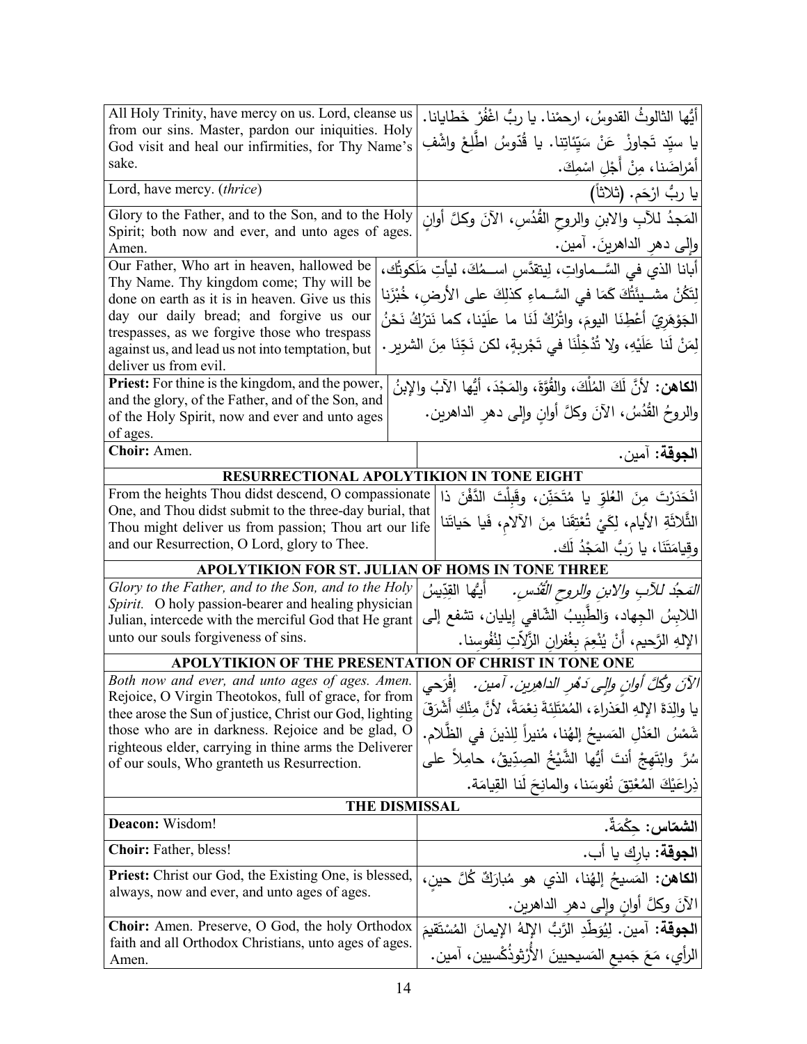| English | Arabic |
|---|---|
| All Holy Trinity, have mercy on us. Lord, cleanse us from our sins. Master, pardon our iniquities. Holy God visit and heal our infirmities, for Thy Name's sake. | أيُّها الثالوثُ القدوسُ، ارحمْنا. يا ربُّ اغْفُرْ خَطايانا. يا سيِّد تَجاوزْ عَنْ سَيِّئاتِنا. يا قُدّوسُ اطَّلِعْ واشْفِ أمْراضَنا، مِنْ أَجْلِ اسْمِكَ. |
| Lord, have mercy. (*thrice*) | يا ربُّ ارْحَم. (ثلاثاً) |
| Glory to the Father, and to the Son, and to the Holy Spirit; both now and ever, and unto ages of ages. Amen. | المَجدُ للآبِ والابنِ والروحِ القُدُسِ، الآنَ وكلَّ أوانٍ وإلى دهرِ الداهرينَ. آمين. |
| Our Father, Who art in heaven, hallowed be Thy Name. Thy kingdom come; Thy will be done on earth as it is in heaven. Give us this day our daily bread; and forgive us our trespasses, as we forgive those who trespass against us, and lead us not into temptation, but deliver us from evil. | أبانا الذي في السَّماواتِ، لِيتقدَّسِ اسمُكَ، ليأتِ مَلَكوتُك، لِتَكُنْ مشيئَتُكَ كَمَا في السَّماءِ كذلِكَ على الأرضِ، خُبْزَنا الجَوْهَرِيّ أَعْطِنَا اليومَ، واتْرُكْ لَنَا ما علَيْنا، كما نَترُكُ نَحْنُ لِمَنْ لَنا عَلَيْهِ، ولا تُدْخِلْنَا في تَجْرِبةٍ، لكن نَجِّنَا مِنَ الشرير. |
| **Priest:** For thine is the kingdom, and the power, and the glory, of the Father, and of the Son, and of the Holy Spirit, now and ever and unto ages of ages. | **الكاهن:** لأنَّ لَكَ المُلْكَ، والقُوَّةَ، والمَجْدَ، أيُّها الآبُ والإبنُ والروحُ القُدُسُ، الآنَ وكلَّ أوانٍ وإلى دهرِ الداهرين. |
| **Choir:** Amen. | **الجوقة:** آمين. |
| **RESURRECTIONAL APOLYTIKION IN TONE EIGHT** | |
| From the heights Thou didst descend, O compassionate One, and Thou didst submit to the three-day burial, that Thou might deliver us from passion; Thou art our life and our Resurrection, O Lord, glory to Thee. | انْحَدَرْتَ مِنَ العُلوِّ يا مُتَحَنِّن، وقَبِلْتَ الدَّفْنَ ذا الثَّلاثَةِ الأيام، لِكَيْ تُعْتِقَنا مِنَ الآلامِ، فَيا حَياتَنا وقِيامَتَنَا، يا رَبُّ المَجْدُ لَك. |
| **APOLYTIKION FOR ST. JULIAN OF HOMS IN TONE THREE** | |
| *Glory to the Father, and to the Son, and to the Holy Spirit.* O holy passion-bearer and healing physician Julian, intercede with the merciful God that He grant unto our souls forgiveness of sins. | *المَجدُ للآبِ والابنِ والروحِ القُدُسِ.* أيُّها القِدّيسُ اللابِسُ الجِهاد، وَالطَّبيبُ الشّافي إيليان، تشفع إلى الإلهِ الرَّحيم، أنْ يُنْعِمَ بِغُفرانِ الزَّلاّتِ لِنُفوسنا. |
| **APOLYTIKION OF THE PRESENTATION OF CHRIST IN TONE ONE** | |
| *Both now and ever, and unto ages of ages. Amen.* Rejoice, O Virgin Theotokos, full of grace, for from thee arose the Sun of justice, Christ our God, lighting those who are in darkness. Rejoice and be glad, O righteous elder, carrying in thine arms the Deliverer of our souls, Who granteth us Resurrection. | *الآنَ وكُلَّ أوانٍ وإلى دَهْرِ الداهرين. آمين.* إفْرَحي يا والِدَةَ الإلهِ العَذراءَ، المُمْتَلِئَةَ نِعْمَةً، لأنَّ مِنْكِ أَشْرَقَ شَمْسُ العَدْلِ المَسيحُ إلهُنا، مُنيراً لِلذينَ في الظَّلام. سُرَّ وابْتَهِجْ أنتَ أيُّها الشَّيْخُ الصِدّيقُ، حامِلاً على ذِراعَيْكَ المُعْتِقَ نُفوسَنا، والمانِحَ لَنا القِيامَة. |
| **THE DISMISSAL** | |
| **Deacon:** Wisdom! | **الشمّاس:** حِكْمَةٌ. |
| **Choir:** Father, bless! | **الجوقة:** بارِك يا أب. |
| **Priest:** Christ our God, the Existing One, is blessed, always, now and ever, and unto ages of ages. | **الكاهن:** المَسيحُ إلهُنا، الذي هو مُبارَكٌ كُلَّ حينٍ، الآنَ وكلَّ أوانٍ وإلى دهرِ الداهرين. |
| **Choir:** Amen. Preserve, O God, the holy Orthodox faith and all Orthodox Christians, unto ages of ages. Amen. | **الجوقة:** آمين. لِيُوَطِّدِ الرَّبُّ الإلهُ الإيمانَ المُسْتَقيمَ الرأيِ، مَعَ جَميعِ المَسيحيينَ الأُرْثوذُكْسيين، آمين. |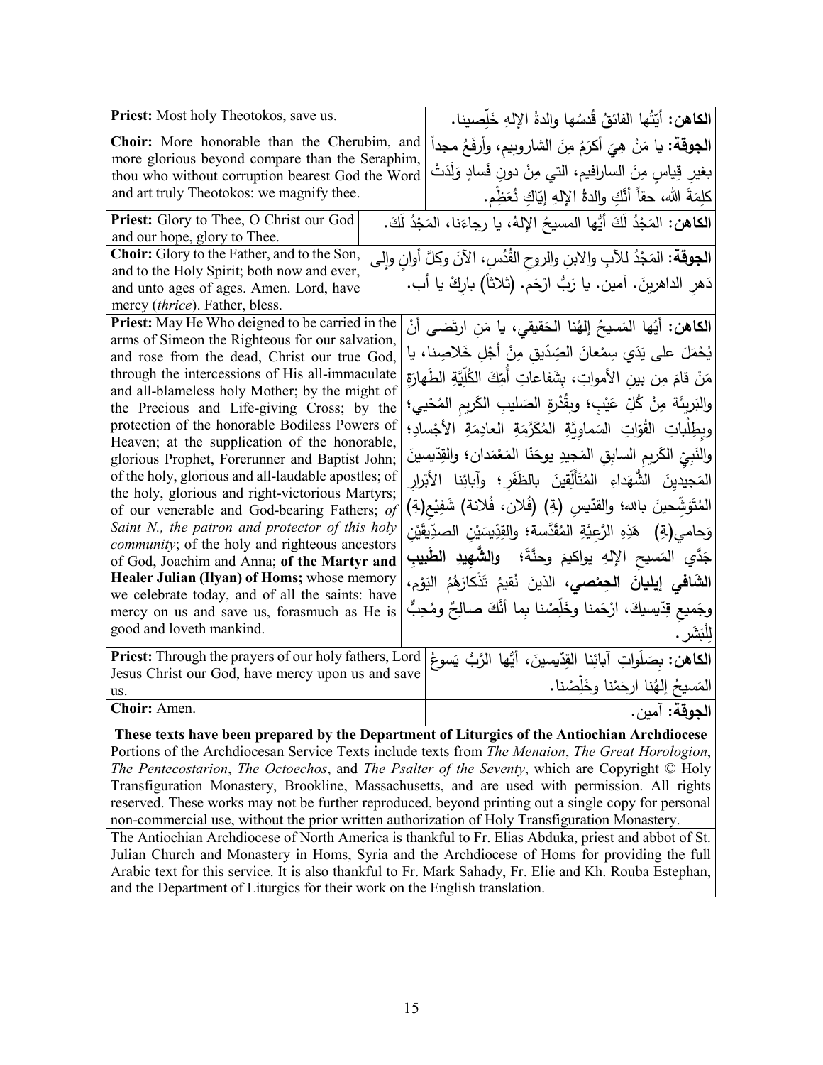| | |
|---|---|
| **Priest:** Most holy Theotokos, save us. | **الكاهن:** أيّتُها الفائقُ قُدسُها والدةُ الإلهِ خَلِّصينا. |
| **Choir:** More honorable than the Cherubim, and more glorious beyond compare than the Seraphim, thou who without corruption bearest God the Word and art truly Theotokos: we magnify thee. | **الجوقة:** يا مَنْ هِيَ أكرَمُ مِنَ الشاروبيمِ، وأرفَعُ مجداً بغيرِ قِياسٍ مِنَ السارافيمِ، التي مِنْ دونِ فَسادٍ وَلَدَتْ كلِمَةَ اللهِ، حقاً أنَّكِ والدةُ الإلهِ إيّاكِ نُعَظِّم. |
| **Priest:** Glory to Thee, O Christ our God and our hope, glory to Thee. | **الكاهن:** المَجْدُ لَكَ أيُّها المسيحُ الإلهُ، يا رجاءَنا، المَجْدُ لَكَ. |
| **Choir:** Glory to the Father, and to the Son, and to the Holy Spirit; both now and ever, and unto ages of ages. Amen. Lord, have mercy (*thrice*). Father, bless. | **الجوقة:** المَجْدُ للآبِ والابنِ والروحِ القُدُسِ، الآنَ وكلَّ أوانٍ وإلى دَهرِ الداهرينَ. آمين. يا رَبُّ ارْحَم. (ثلاثاً) بارِكْ يا أب. |
| **Priest:** May He Who deigned to be carried in the arms of Simeon the Righteous for our salvation, and rose from the dead, Christ our true God, through the intercessions of His all-immaculate and all-blameless holy Mother; by the might of the Precious and Life-giving Cross; by the protection of the honorable Bodiless Powers of Heaven; at the supplication of the honorable, glorious Prophet, Forerunner and Baptist John; of the holy, glorious and all-laudable apostles; of the holy, glorious and right-victorious Martyrs; of our venerable and God-bearing Fathers; *of Saint N., the patron and protector of this holy community*; of the holy and righteous ancestors of God, Joachim and Anna; **of the Martyr and Healer Julian (Ilyan) of Homs;** whose memory we celebrate today, and of all the saints: have mercy on us and save us, forasmuch as He is good and loveth mankind. | **الكاهن:** أيُّها المَسيحُ إلهُنا الحَقيقي، يا مَن ارتَضى أنْ يُحْمَلَ على يَدَي سِمْعانَ الصِّدّيقِ مِنْ أجْلِ خَلاصِنا، يا مَنْ قامَ مِن بينِ الأمواتِ، بِشَفاعاتِ أُمِّكَ الكُلِّيَّةِ الطَهارَةِ والبَريئَةِ مِنْ كُلِّ عَيْبٍ؛ وبِقُدْرَةِ الصَليبِ الكَريمِ المُحْيي؛ وبِطِلْباتِ القُوّاتِ السَماوِيَّةِ المُكَرَّمَةِ العادِمَةِ الأجْسادِ؛ والنَبِيِّ الكَريمِ السابِقِ المَجيدِ يوحَنّا المَعْمَدانِ؛ والقِدّيسينَ المَجيدينَ الشُّهَداءِ المُتَأَلِّقينَ بالظَفَرِ؛ وآبائِنا الأبْرارِ المُتَوَشِّحينَ باللهِ؛ والقدّيسِ (ةِ) (فُلان، فُلانة) شَفِيْعِ(ةِ) وَحامي(ةِ) هَذِهِ الرَّعِيَّةِ المُقَدَّسة؛ والقِدّيسَيْنِ الصدّيقَيْنِ جَدَّي المَسيحِ الإلهِ يواكيمَ وحنَّةَ؛ **والشَّهيدِ الطَّبيبِ الشَّافي إيليانَ الحِمْصي،** الذينَ نُقيمُ تَذْكارَهُمُ اليَوْم، وجَميعِ قِدّيسيكَ، ارْحَمنا وخَلِّصْنا بِما أنَّكَ صالِحٌ ومُحِبٌّ لِلْبَشَر. |
| **Priest:** Through the prayers of our holy fathers, Lord Jesus Christ our God, have mercy upon us and save us. | **الكاهن:** بِصَلَواتِ آبائِنا القِدّيسينَ، أيُّها الرَّبُّ يَسوعُ المَسيحُ إلهُنا ارحَمْنا وخَلِّصْنا. |
| **Choir:** Amen. | **الجوقة:** آمين. |

**These texts have been prepared by the Department of Liturgics of the Antiochian Archdiocese**
Portions of the Archdiocesan Service Texts include texts from *The Menaion*, *The Great Horologion*, *The Pentecostarion*, *The Octoechos*, and *The Psalter of the Seventy*, which are Copyright © Holy Transfiguration Monastery, Brookline, Massachusetts, and are used with permission. All rights reserved. These works may not be further reproduced, beyond printing out a single copy for personal non-commercial use, without the prior written authorization of Holy Transfiguration Monastery.

The Antiochian Archdiocese of North America is thankful to Fr. Elias Abduka, priest and abbot of St. Julian Church and Monastery in Homs, Syria and the Archdiocese of Homs for providing the full Arabic text for this service. It is also thankful to Fr. Mark Sahady, Fr. Elie and Kh. Rouba Estephan, and the Department of Liturgics for their work on the English translation.